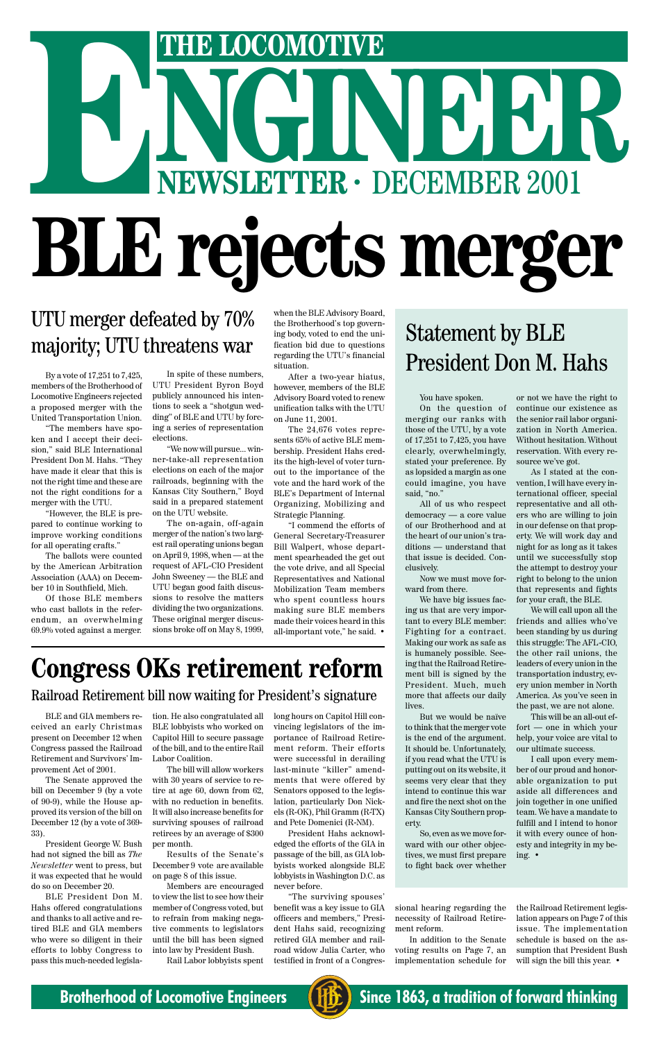# THE LOCOMOTIVE ENGINEER

## NEWSLETTER · DECEMBER 2001

# BLE rejects merger

## UTU merger defeated by 70% majority; UTU threatens war

By a vote of 17,251 to 7,425, members of the Brotherhood of Locomotive Engineers rejected a proposed merger with the United Transportation Union.

"The members have spoken and I accept their decision," said BLE International President Don M. Hahs. "They have made it clear that this is not the right time and these are not the right conditions for a merger with the UTU.

"However, the BLE is prepared to continue working to improve working conditions for all operating crafts."

The ballots were counted by the American Arbitration Association (AAA) on December 10 in Southfield, Mich.

Of those BLE members who cast ballots in the referendum, an overwhelming 69.9% voted against a merger.

In spite of these numbers, UTU President Byron Boyd publicly announced his intentions to seek a "shotgun wedding" of BLE and UTU by forcing a series of representation elections.

"We now will pursue... winner-take-all representation elections on each of the major railroads, beginning with the Kansas City Southern," Boyd said in a prepared statement on the UTU website.

The on-again, off-again merger of the nation's two largest rail operating unions began on April 9, 1998, when — at the request of AFL-CIO President John Sweeney — the BLE and UTU began good faith discussions to resolve the matters dividing the two organizations. These original merger discussions broke off on May 8, 1999, when the BLE Advisory Board, the Brotherhood's top governing body, voted to end the unification bid due to questions regarding the UTU's financial situation.

After a two-year hiatus, however, members of the BLE Advisory Board voted to renew unification talks with the UTU on June 11, 2001.

The 24,676 votes represents 65% of active BLE membership. President Hahs credits the high-level of voter turnout to the importance of the vote and the hard work of the BLE's Department of Internal Organizing, Mobilizing and Strategic Planning.

"I commend the efforts of General Secretary-Treasurer Bill Walpert, whose department spearheaded the get out the vote drive, and all Special Representatives and National Mobilization Team members who spent countless hours making sure BLE members made their voices heard in this all-important vote," he said. •

## Statement by BLE President Don M. Hahs

You have spoken.

On the question of merging our ranks with those of the UTU, by a vote of 17,251 to 7,425, you have clearly, overwhelmingly, stated your preference. By as lopsided a margin as one could imagine, you have said, "no."

All of us who respect democracy — a core value of our Brotherhood and at the heart of our union's traditions — understand that that issue is decided. Conclusively.

Now we must move forward from there.

We have big issues facing us that are very important to every BLE member: Fighting for a contract. Making our work as safe as is humanely possible. Seeing that the Railroad Retirement bill is signed by the President. Much, much more that affects our daily lives.

But we would be naïve to think that the merger vote is the end of the argument. It should be. Unfortunately, if you read what the UTU is putting out on its website, it seems very clear that they intend to continue this war and fire the next shot on the Kansas City Southern property.

So, even as we move forward with our other objectives, we must first prepare to fight back over whether or not we have the right to continue our existence as the senior rail labor organization in North America. Without hesitation. Without reservation. With every resource we've got.

As I stated at the convention, I will have every international officer, special representative and all others who are willing to join in our defense on that property. We will work day and night for as long as it takes until we successfully stop the attempt to destroy your right to belong to the union that represents and fights for your craft, the BLE.

We will call upon all the friends and allies who've been standing by us during this struggle: The AFL-CIO, the other rail unions, the leaders of every union in the transportation industry, every union member in North America. As you've seen in the past, we are not alone.

This will be an all-out effort — one in which your help, your voice are vital to our ultimate success.

I call upon every member of our proud and honorable organization to put aside all differences and join together in one unified team. We have a mandate to fulfill and I intend to honor it with every ounce of honesty and integrity in my being. •

# Congress OKs retirement reform

## Railroad Retirement bill now waiting for President's signature

BLE and GIA members received an early Christmas present on December 12 when Congress passed the Railroad Retirement and Survivors' Improvement Act of 2001.

The Senate approved the bill on December 9 (by a vote of 90-9), while the House approved its version of the bill on December 12 (by a vote of 369-33).

President George W. Bush had not signed the bill as *The Newsletter* went to press, but it was expected that he would do so on December 20.

BLE President Don M. Hahs offered congratulations and thanks to all active and retired BLE and GIA members who were so diligent in their efforts to lobby Congress to pass this much-needed legislation. He also congratulated all BLE lobbyists who worked on Capitol Hill to secure passage of the bill, and to the entire Rail Labor Coalition.

The bill will allow workers with 30 years of service to retire at age 60, down from 62, with no reduction in benefits. It will also increase benefits for surviving spouses of railroad retirees by an average of $300 per month.

Results of the Senate's December 9 vote are available on page 8 of this issue.

Members are encouraged to view the list to see how their member of Congress voted, but to refrain from making negative comments to legislators until the bill has been signed into law by President Bush.

Rail Labor lobbyists spent long hours on Capitol Hill convincing legislators of the importance of Railroad Retirement reform. Their efforts were successful in derailing last-minute "killer" amendments that were offered by Senators opposed to the legislation, particularly Don Nickels (R-OK), Phil Gramm (R-TX) and Pete Domenici (R-NM).

President Hahs acknowledged the efforts of the GIA in passage of the bill, as GIA lobbyists worked alongside BLE lobbyists in Washington D.C. as never before.

"The surviving spouses' benefit was a key issue to GIA officers and members," President Hahs said, recognizing retired GIA member and railroad widow Julia Carter, who testified in front of a Congressional hearing regarding the necessity of Railroad Retirement reform.

In addition to the Senate voting results on Page 7, an implementation schedule for the Railroad Retirement legislation appears on Page 7 of this issue. The implementation schedule is based on the assumption that President Bush will sign the bill this year. •

**Brotherhood of Locomotive Engineers** · **Since 1863, a tradition of forward thinking**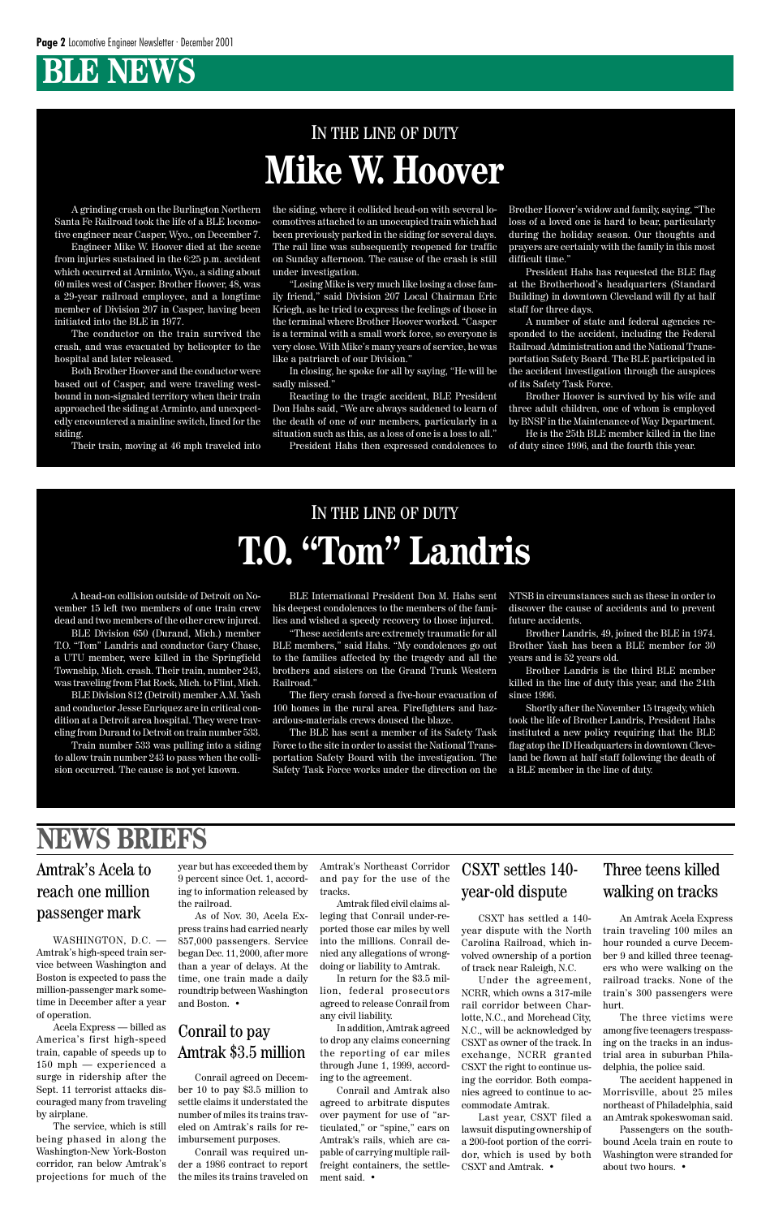# BLE NEWS

## IN THE LINE OF DUTY

# Mike W. Hoover

A grinding crash on the Burlington Northern Santa Fe Railroad took the life of a BLE locomotive engineer near Casper, Wyo., on December 7.

Engineer Mike W. Hoover died at the scene from injuries sustained in the 6:25 p.m. accident which occurred at Arminto, Wyo., a siding about 60 miles west of Casper. Brother Hoover, 48, was a 29-year railroad employee, and a longtime member of Division 207 in Casper, having been initiated into the BLE in 1977.

The conductor on the train survived the crash, and was evacuated by helicopter to the hospital and later released.

Both Brother Hoover and the conductor were based out of Casper, and were traveling westbound in non-signaled territory when their train approached the siding at Arminto, and unexpectedly encountered a mainline switch, lined for the siding.

Their train, moving at 46 mph traveled into the siding, where it collided head-on with several locomotives attached to an unoccupied train which had been previously parked in the siding for several days. The rail line was subsequently reopened for traffic on Sunday afternoon. The cause of the crash is still under investigation.

"Losing Mike is very much like losing a close family friend," said Division 207 Local Chairman Eric Kriegh, as he tried to express the feelings of those in the terminal where Brother Hoover worked. "Casper is a terminal with a small work force, so everyone is very close. With Mike's many years of service, he was like a patriarch of our Division."

In closing, he spoke for all by saying, "He will be sadly missed."

Reacting to the tragic accident, BLE President Don Hahs said, "We are always saddened to learn of the death of one of our members, particularly in a situation such as this, as a loss of one is a loss to all."

President Hahs then expressed condolences to Brother Hoover's widow and family, saying, "The loss of a loved one is hard to bear, particularly during the holiday season. Our thoughts and prayers are certainly with the family in this most difficult time."

President Hahs has requested the BLE flag at the Brotherhood's headquarters (Standard Building) in downtown Cleveland will fly at half staff for three days.

A number of state and federal agencies responded to the accident, including the Federal Railroad Administration and the National Transportation Safety Board. The BLE participated in the accident investigation through the auspices of its Safety Task Force.

Brother Hoover is survived by his wife and three adult children, one of whom is employed by BNSF in the Maintenance of Way Department.

He is the 25th BLE member killed in the line of duty since 1996, and the fourth this year.

## IN THE LINE OF DUTY

# T.O. "Tom" Landris

A head-on collision outside of Detroit on November 15 left two members of one train crew dead and two members of the other crew injured.

BLE Division 650 (Durand, Mich.) member T.O. "Tom" Landris and conductor Gary Chase, a UTU member, were killed in the Springfield Township, Mich. crash. Their train, number 243, was traveling from Flat Rock, Mich. to Flint, Mich.

BLE Division 812 (Detroit) member A.M. Yash and conductor Jesse Enriquez are in critical condition at a Detroit area hospital. They were traveling from Durand to Detroit on train number 533.

Train number 533 was pulling into a siding to allow train number 243 to pass when the collision occurred. The cause is not yet known.

BLE International President Don M. Hahs sent his deepest condolences to the members of the families and wished a speedy recovery to those injured.

"These accidents are extremely traumatic for all BLE members," said Hahs. "My condolences go out to the families affected by the tragedy and all the brothers and sisters on the Grand Trunk Western Railroad."

The fiery crash forced a five-hour evacuation of 100 homes in the rural area. Firefighters and hazardous-materials crews doused the blaze.

The BLE has sent a member of its Safety Task Force to the site in order to assist the National Transportation Safety Board with the investigation. The Safety Task Force works under the direction on the NTSB in circumstances such as these in order to discover the cause of accidents and to prevent future accidents.

Brother Landris, 49, joined the BLE in 1974. Brother Yash has been a BLE member for 30 years and is 52 years old.

Brother Landris is the third BLE member killed in the line of duty this year, and the 24th since 1996.

Shortly after the November 15 tragedy, which took the life of Brother Landris, President Hahs instituted a new policy requiring that the BLE flag atop the ID Headquarters in downtown Cleveland be flown at half staff following the death of a BLE member in the line of duty.

# NEWS BRIEFS

## Amtrak's Acela to reach one million passenger mark

WASHINGTON, D.C. — Amtrak's high-speed train service between Washington and Boston is expected to pass the million-passenger mark sometime in December after a year of operation.

Acela Express — billed as America's first high-speed train, capable of speeds up to 150 mph — experienced a surge in ridership after the Sept. 11 terrorist attacks discouraged many from traveling by airplane.

The service, which is still being phased in along the Washington-New York-Boston corridor, ran below Amtrak's projections for much of the year but has exceeded them by 9 percent since Oct. 1, according to information released by the railroad.

As of Nov. 30, Acela Express trains had carried nearly 857,000 passengers. Service began Dec. 11, 2000, after more than a year of delays. At the time, one train made a daily roundtrip between Washington and Boston. •

## Conrail to pay Amtrak $3.5 million

Conrail agreed on December 10 to pay $3.5 million to settle claims it understated the number of miles its trains traveled on Amtrak's rails for reimbursement purposes.

Conrail was required under a 1986 contract to report the miles its trains traveled on Amtrak's Northeast Corridor and pay for the use of the tracks.

Amtrak filed civil claims alleging that Conrail under-reported those car miles by well into the millions. Conrail denied any allegations of wrongdoing or liability to Amtrak.

In return for the $3.5 million, federal prosecutors agreed to release Conrail from any civil liability.

In addition, Amtrak agreed to drop any claims concerning the reporting of car miles through June 1, 1999, according to the agreement.

Conrail and Amtrak also agreed to arbitrate disputes over payment for use of "articulated," or "spine," cars on Amtrak's rails, which are capable of carrying multiple railfreight containers, the settlement said. •

## CSXT settles 140-year-old dispute

CSXT has settled a 140-year dispute with the North Carolina Railroad, which involved ownership of a portion of track near Raleigh, N.C.

Under the agreement, NCRR, which owns a 317-mile rail corridor between Charlotte, N.C., and Morehead City, N.C., will be acknowledged by CSXT as owner of the track. In exchange, NCRR granted CSXT the right to continue using the corridor. Both companies agreed to continue to accommodate Amtrak.

Last year, CSXT filed a lawsuit disputing ownership of a 200-foot portion of the corridor, which is used by both CSXT and Amtrak. •

## Three teens killed walking on tracks

An Amtrak Acela Express train traveling 100 miles an hour rounded a curve December 9 and killed three teenagers who were walking on the railroad tracks. None of the train's 300 passengers were hurt.

The three victims were among five teenagers trespassing on the tracks in an industrial area in suburban Philadelphia, the police said.

The accident happened in Morrisville, about 25 miles northeast of Philadelphia, said an Amtrak spokeswoman said.

Passengers on the southbound Acela train en route to Washington were stranded for about two hours. •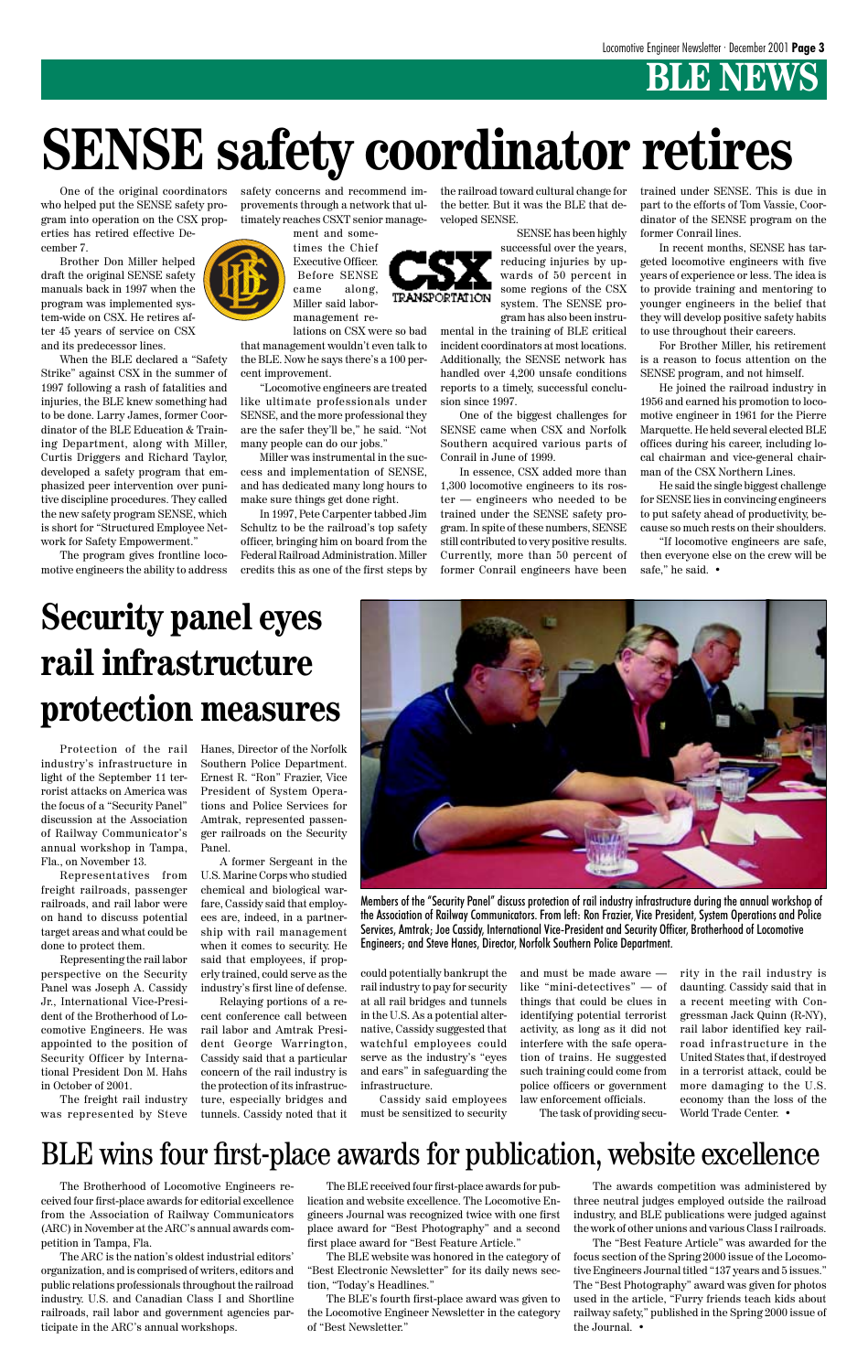# SENSE safety coordinator retires

One of the original coordinators who helped put the SENSE safety program into operation on the CSX properties has retired effective December 7.

Brother Don Miller helped draft the original SENSE safety manuals back in 1997 when the program was implemented system-wide on CSX. He retires after 45 years of service on CSX and its predecessor lines.

When the BLE declared a "Safety Strike" against CSX in the summer of 1997 following a rash of fatalities and injuries, the BLE knew something had to be done. Larry James, former Coordinator of the BLE Education & Training Department, along with Miller, Curtis Driggers and Richard Taylor, developed a safety program that emphasized peer intervention over punitive discipline procedures. They called the new safety program SENSE, which is short for "Structured Employee Network for Safety Empowerment."

The program gives frontline locomotive engineers the ability to address safety concerns and recommend improvements through a network that ultimately reaches CSXT senior management and sometimes the Chief Executive Officer. Before SENSE came along, Miller said labor-management relations on CSX were so bad that management wouldn't even talk to the BLE. Now he says there's a 100 percent improvement.

"Locomotive engineers are treated like ultimate professionals under SENSE, and the more professional they are the safer they'll be," he said. "Not many people can do our jobs."

Miller was instrumental in the success and implementation of SENSE, and has dedicated many long hours to make sure things get done right.

In 1997, Pete Carpenter tabbed Jim Schultz to be the railroad's top safety officer, bringing him on board from the Federal Railroad Administration. Miller credits this as one of the first steps by the railroad toward cultural change for the better. But it was the BLE that developed SENSE.

SENSE has been highly successful over the years, reducing injuries by upwards of 50 percent in some regions of the CSX system. The SENSE program has also been instrumental in the training of BLE critical incident coordinators at most locations. Additionally, the SENSE network has handled over 4,200 unsafe conditions reports to a timely, successful conclusion since 1997.

One of the biggest challenges for SENSE came when CSX and Norfolk Southern acquired various parts of Conrail in June of 1999.

In essence, CSX added more than 1,300 locomotive engineers to its roster — engineers who needed to be trained under the SENSE safety program. In spite of these numbers, SENSE still contributed to very positive results. Currently, more than 50 percent of former Conrail engineers have been trained under SENSE. This is due in part to the efforts of Tom Vassie, Coordinator of the SENSE program on the former Conrail lines.

In recent months, SENSE has targeted locomotive engineers with five years of experience or less. The idea is to provide training and mentoring to younger engineers in the belief that they will develop positive safety habits to use throughout their careers.

For Brother Miller, his retirement is a reason to focus attention on the SENSE program, and not himself.

He joined the railroad industry in 1956 and earned his promotion to locomotive engineer in 1961 for the Pierre Marquette. He held several elected BLE offices during his career, including local chairman and vice-general chairman of the CSX Northern Lines.

He said the single biggest challenge for SENSE lies in convincing engineers to put safety ahead of productivity, because so much rests on their shoulders.

"If locomotive engineers are safe, then everyone else on the crew will be safe," he said. •

# Security panel eyes rail infrastructure protection measures

Members of the "Security Panel" discuss protection of rail industry infrastructure during the annual workshop of the Association of Railway Communicators. From left: Ron Frazier, Vice President, System Operations and Police Services, Amtrak; Joe Cassidy, International Vice-President and Security Officer, Brotherhood of Locomotive Engineers; and Steve Hanes, Director, Norfolk Southern Police Department.

Protection of the rail industry's infrastructure in light of the September 11 terrorist attacks on America was the focus of a "Security Panel" discussion at the Association of Railway Communicator's annual workshop in Tampa, Fla., on November 13.

Representatives from freight railroads, passenger railroads, and rail labor were on hand to discuss potential target areas and what could be done to protect them.

Representing the rail labor perspective on the Security Panel was Joseph A. Cassidy Jr., International Vice-President of the Brotherhood of Locomotive Engineers. He was appointed to the position of Security Officer by International President Don M. Hahs in October of 2001.

The freight rail industry was represented by Steve Hanes, Director of the Norfolk Southern Police Department. Ernest R. "Ron" Frazier, Vice President of System Operations and Police Services for Amtrak, represented passenger railroads on the Security Panel.

A former Sergeant in the U.S. Marine Corps who studied chemical and biological warfare, Cassidy said that employees are, indeed, in a partnership with rail management when it comes to security. He said that employees, if properly trained, could serve as the industry's first line of defense.

Relaying portions of a recent conference call between rail labor and Amtrak President George Warrington, Cassidy said that a particular concern of the rail industry is the protection of its infrastructure, especially bridges and tunnels. Cassidy noted that it could potentially bankrupt the rail industry to pay for security at all rail bridges and tunnels in the U.S. As a potential alternative, Cassidy suggested that watchful employees could serve as the industry's "eyes and ears" in safeguarding the infrastructure.

Cassidy said employees must be sensitized to security and must be made aware — like "mini-detectives" — of things that could be clues in identifying potential terrorist activity, as long as it did not interfere with the safe operation of trains. He suggested such training could come from police officers or government law enforcement officials.

The task of providing security in the rail industry is daunting. Cassidy said that in a recent meeting with Congressman Jack Quinn (R-NY), rail labor identified key railroad infrastructure in the United States that, if destroyed in a terrorist attack, could be more damaging to the U.S. economy than the loss of the World Trade Center. •

# BLE wins four first-place awards for publication, website excellence

The Brotherhood of Locomotive Engineers received four first-place awards for editorial excellence from the Association of Railway Communicators (ARC) in November at the ARC's annual awards competition in Tampa, Fla.

The ARC is the nation's oldest industrial editors' organization, and is comprised of writers, editors and public relations professionals throughout the railroad industry. U.S. and Canadian Class I and Shortline railroads, rail labor and government agencies participate in the ARC's annual workshops.

The BLE received four first-place awards for publication and website excellence. The Locomotive Engineers Journal was recognized twice with one first place award for "Best Photography" and a second first place award for "Best Feature Article."

The BLE website was honored in the category of "Best Electronic Newsletter" for its daily news section, "Today's Headlines."

The BLE's fourth first-place award was given to the Locomotive Engineer Newsletter in the category of "Best Newsletter."

The awards competition was administered by three neutral judges employed outside the railroad industry, and BLE publications were judged against the work of other unions and various Class I railroads.

The "Best Feature Article" was awarded for the focus section of the Spring 2000 issue of the Locomotive Engineers Journal titled "137 years and 5 issues." The "Best Photography" award was given for photos used in the article, "Furry friends teach kids about railway safety," published in the Spring 2000 issue of the Journal. •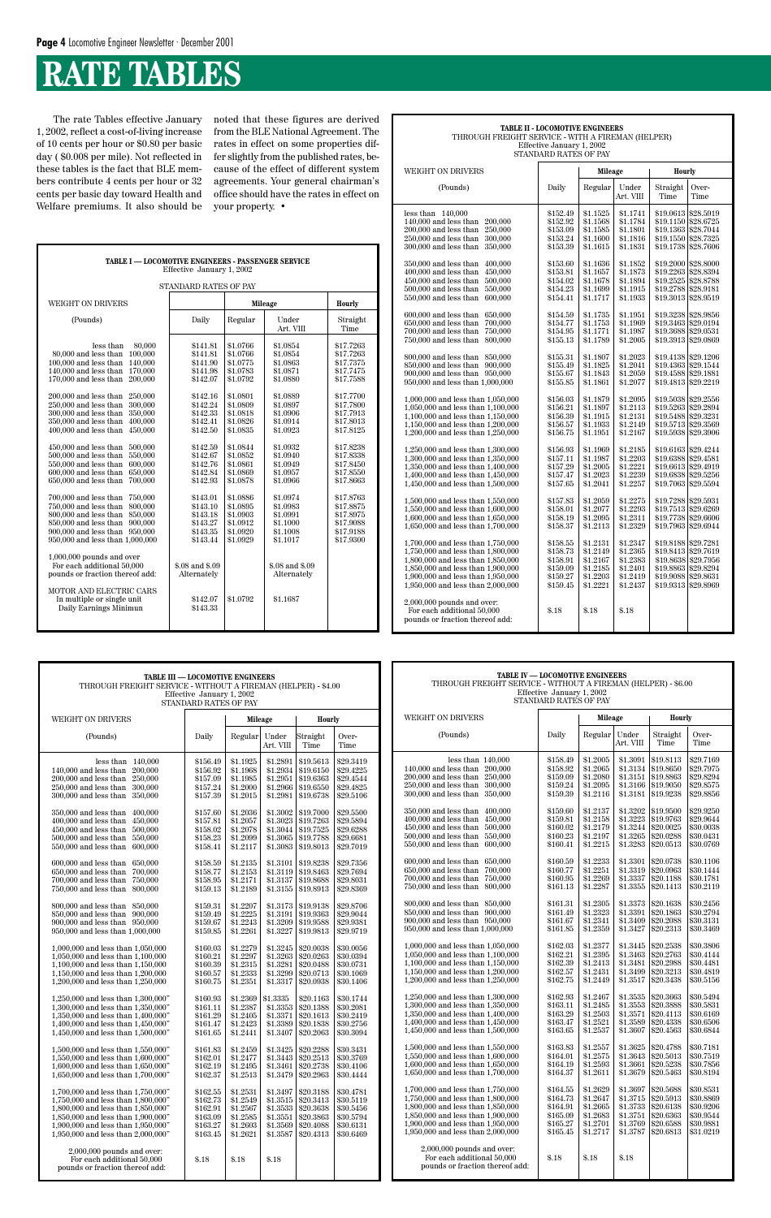# RATE TABLES

The rate Tables effective January 1, 2002, reflect a cost-of-living increase of 10 cents per hour or $0.80 per basic day ( $0.008 per mile). Not reflected in these tables is the fact that BLE members contribute 4 cents per hour or 32 cents per basic day toward Health and Welfare premiums. It also should be noted that these figures are derived from the BLE National Agreement. The rates in effect on some properties differ slightly from the published rates, because of the effect of different system agreements. Your general chairman's office should have the rates in effect on your property. •

**TABLE I — LOCOMOTIVE ENGINEERS - PASSENGER SERVICE**
Effective January 1, 2002

STANDARD RATES OF PAY

| WEIGHT ON DRIVERS | | Mileage | | Hourly |
|---|---|---|---|---|
| (Pounds) | Daily | Regular | Under Art. VIII | Straight Time |
| less than 80,000 | $141.81 | $1.0766 | $1.0854 | $17.7263 |
| 80,000 and less than 100,000 | $141.81 | $1.0766 | $1.0854 | $17.7263 |
| 100,000 and less than 140,000 | $141.90 | $1.0775 | $1.0863 | $17.7375 |
| 140,000 and less than 170,000 | $141.98 | $1.0783 | $1.0871 | $17.7475 |
| 170,000 and less than 200,000 | $142.07 | $1.0792 | $1.0880 | $17.7588 |
| 200,000 and less than 250,000 | $142.16 | $1.0801 | $1.0889 | $17.7700 |
| 250,000 and less than 300,000 | $142.24 | $1.0809 | $1.0897 | $17.7800 |
| 300,000 and less than 350,000 | $142.33 | $1.0818 | $1.0906 | $17.7913 |
| 350,000 and less than 400,000 | $142.41 | $1.0826 | $1.0914 | $17.8013 |
| 400,000 and less than 450,000 | $142.50 | $1.0835 | $1.0923 | $17.8125 |
| 450,000 and less than 500,000 | $142.59 | $1.0844 | $1.0932 | $17.8238 |
| 500,000 and less than 550,000 | $142.67 | $1.0852 | $1.0940 | $17.8338 |
| 550,000 and less than 600,000 | $142.76 | $1.0861 | $1.0949 | $17.8450 |
| 600,000 and less than 650,000 | $142.84 | $1.0869 | $1.0957 | $17.8550 |
| 650,000 and less than 700,000 | $142.93 | $1.0878 | $1.0966 | $17.8663 |
| 700,000 and less than 750,000 | $143.01 | $1.0886 | $1.0974 | $17.8763 |
| 750,000 and less than 800,000 | $143.10 | $1.0895 | $1.0983 | $17.8875 |
| 800,000 and less than 850,000 | $143.18 | $1.0903 | $1.0991 | $17.8975 |
| 850,000 and less than 900,000 | $143.27 | $1.0912 | $1.1000 | $17.9088 |
| 900,000 and less than 950,000 | $143.35 | $1.0920 | $1.1008 | $17.9188 |
| 950,000 and less than 1,000,000 | $143.44 | $1.0929 | $1.1017 | $17.9300 |
| 1,000,000 pounds and over For each additional 50,000 pounds or fraction thereof add: | $.08 and $.09 Alternately | | $.08 and $.09 Alternately | |
| MOTOR AND ELECTRIC CARS In multiple or single unit | $142.07 | $1.0792 | $1.1687 | |
| Daily Earnings Minimum | $143.33 | | | |

**TABLE II - LOCOMOTIVE ENGINEERS**
THROUGH FREIGHT SERVICE - WITH A FIREMAN (HELPER)
Effective January 1, 2002
STANDARD RATES OF PAY

| WEIGHT ON DRIVERS | | Mileage | | Hourly | |
|---|---|---|---|---|---|
| (Pounds) | Daily | Regular | Under Art. VIII | Straight Time | Over-Time |
| less than 140,000 | $152.49 | $1.1525 | $1.1741 | $19.0613 | $28.5919 |
| 140,000 and less than 200,000 | $152.92 | $1.1568 | $1.1784 | $19.1150 | $28.6725 |
| 200,000 and less than 250,000 | $153.09 | $1.1585 | $1.1801 | $19.1363 | $28.7044 |
| 250,000 and less than 300,000 | $153.24 | $1.1600 | $1.1816 | $19.1550 | $28.7325 |
| 300,000 and less than 350,000 | $153.39 | $1.1615 | $1.1831 | $19.1738 | $28.7606 |
| 350,000 and less than 400,000 | $153.60 | $1.1636 | $1.1852 | $19.2000 | $28.8000 |
| 400,000 and less than 450,000 | $153.81 | $1.1657 | $1.1873 | $19.2263 | $28.8394 |
| 450,000 and less than 500,000 | $154.02 | $1.1678 | $1.1894 | $19.2525 | $28.8788 |
| 500,000 and less than 550,000 | $154.23 | $1.1699 | $1.1915 | $19.2788 | $28.9181 |
| 550,000 and less than 600,000 | $154.41 | $1.1717 | $1.1933 | $19.3013 | $28.9519 |
| 600,000 and less than 650,000 | $154.59 | $1.1735 | $1.1951 | $19.3238 | $28.9856 |
| 650,000 and less than 700,000 | $154.77 | $1.1753 | $1.1969 | $19.3463 | $29.0194 |
| 700,000 and less than 750,000 | $154.95 | $1.1771 | $1.1987 | $19.3688 | $29.0531 |
| 750,000 and less than 800,000 | $155.13 | $1.1789 | $1.2005 | $19.3913 | $29.0869 |
| 800,000 and less than 850,000 | $155.31 | $1.1807 | $1.2023 | $19.4138 | $29.1206 |
| 850,000 and less than 900,000 | $155.49 | $1.1825 | $1.2041 | $19.4363 | $29.1544 |
| 900,000 and less than 950,000 | $155.67 | $1.1843 | $1.2059 | $19.4588 | $29.1881 |
| 950,000 and less than 1,000,000 | $155.85 | $1.1861 | $1.2077 | $19.4813 | $29.2219 |
| 1,000,000 and less than 1,050,000 | $156.03 | $1.1879 | $1.2095 | $19.5038 | $29.2556 |
| 1,050,000 and less than 1,100,000 | $156.21 | $1.1897 | $1.2113 | $19.5263 | $29.2894 |
| 1,100,000 and less than 1,150,000 | $156.39 | $1.1915 | $1.2131 | $19.5488 | $29.3231 |
| 1,150,000 and less than 1,200,000 | $156.57 | $1.1933 | $1.2149 | $19.5713 | $29.3569 |
| 1,200,000 and less than 1,250,000 | $156.75 | $1.1951 | $1.2167 | $19.5938 | $29.3906 |
| 1,250,000 and less than 1,300,000 | $156.93 | $1.1969 | $1.2185 | $19.6163 | $29.4244 |
| 1,300,000 and less than 1,350,000 | $157.11 | $1.1987 | $1.2203 | $19.6388 | $29.4581 |
| 1,350,000 and less than 1,400,000 | $157.29 | $1.2005 | $1.2221 | $19.6613 | $29.4919 |
| 1,400,000 and less than 1,450,000 | $157.47 | $1.2023 | $1.2239 | $19.6838 | $29.5256 |
| 1,450,000 and less than 1,500,000 | $157.65 | $1.2041 | $1.2257 | $19.7063 | $29.5594 |
| 1,500,000 and less than 1,550,000 | $157.83 | $1.2059 | $1.2275 | $19.7288 | $29.5931 |
| 1,550,000 and less than 1,600,000 | $158.01 | $1.2077 | $1.2293 | $19.7513 | $29.6269 |
| 1,600,000 and less than 1,650,000 | $158.19 | $1.2095 | $1.2311 | $19.7738 | $29.6606 |
| 1,650,000 and less than 1,700,000 | $158.37 | $1.2113 | $1.2329 | $19.7963 | $29.6944 |
| 1,700,000 and less than 1,750,000 | $158.55 | $1.2131 | $1.2347 | $19.8188 | $29.7281 |
| 1,750,000 and less than 1,800,000 | $158.73 | $1.2149 | $1.2365 | $19.8413 | $29.7619 |
| 1,800,000 and less than 1,850,000 | $158.91 | $1.2167 | $1.2383 | $19.8638 | $29.7956 |
| 1,850,000 and less than 1,900,000 | $159.09 | $1.2185 | $1.2401 | $19.8863 | $29.8294 |
| 1,900,000 and less than 1,950,000 | $159.27 | $1.2203 | $1.2419 | $19.9088 | $29.8631 |
| 1,950,000 and less than 2,000,000 | $159.45 | $1.2221 | $1.2437 | $19.9313 | $29.8969 |
| 2,000,000 pounds and over: For each additional 50,000 pounds or fraction thereof add: | $.18 | $.18 | $.18 | | |

**TABLE III — LOCOMOTIVE ENGINEERS**
THROUGH FREIGHT SERVICE - WITHOUT A FIREMAN (HELPER) - $4.00
Effective January 1, 2002
STANDARD RATES OF PAY

| WEIGHT ON DRIVERS | | Mileage | | Hourly | |
|---|---|---|---|---|---|
| (Pounds) | Daily | Regular | Under Art. VIII | Straight Time | Over-Time |
| less than 140,000 | $156.49 | $1.1925 | $1.2891 | $19.5613 | $29.3419 |
| 140,000 and less than 200,000 | $156.92 | $1.1968 | $1.2934 | $19.6150 | $29.4225 |
| 200,000 and less than 250,000 | $157.09 | $1.1985 | $1.2951 | $19.6363 | $29.4544 |
| 250,000 and less than 300,000 | $157.24 | $1.2000 | $1.2966 | $19.6550 | $29.4825 |
| 300,000 and less than 350,000 | $157.39 | $1.2015 | $1.2981 | $19.6738 | $29.5106 |
| 350,000 and less than 400,000 | $157.60 | $1.2036 | $1.3002 | $19.7000 | $29.5500 |
| 400,000 and less than 450,000 | $157.81 | $1.2057 | $1.3023 | $19.7263 | $29.5894 |
| 450,000 and less than 500,000 | $158.02 | $1.2078 | $1.3044 | $19.7525 | $29.6288 |
| 500,000 and less than 550,000 | $158.23 | $1.2099 | $1.3065 | $19.7788 | $29.6681 |
| 550,000 and less than 600,000 | $158.41 | $1.2117 | $1.3083 | $19.8013 | $29.7019 |
| 600,000 and less than 650,000 | $158.59 | $1.2135 | $1.3101 | $19.8238 | $29.7356 |
| 650,000 and less than 700,000 | $158.77 | $1.2153 | $1.3119 | $19.8463 | $29.7694 |
| 700,000 and less than 750,000 | $158.95 | $1.2171 | $1.3137 | $19.8688 | $29.8031 |
| 750,000 and less than 800,000 | $159.13 | $1.2189 | $1.3155 | $19.8913 | $29.8369 |
| 800,000 and less than 850,000 | $159.31 | $1.2207 | $1.3173 | $19.9138 | $29.8706 |
| 850,000 and less than 900,000 | $159.49 | $1.2225 | $1.3191 | $19.9363 | $29.9044 |
| 900,000 and less than 950,000 | $159.67 | $1.2243 | $1.3209 | $19.9588 | $29.9381 |
| 950,000 and less than 1,000,000 | $159.85 | $1.2261 | $1.3227 | $19.9813 | $29.9719 |
| 1,000,000 and less than 1,050,000 | $160.03 | $1.2279 | $1.3245 | $20.0038 | $30.0056 |
| 1,050,000 and less than 1,100,000 | $160.21 | $1.2297 | $1.3263 | $20.0263 | $30.0394 |
| 1,100,000 and less than 1,150,000 | $160.39 | $1.2315 | $1.3281 | $20.0488 | $30.0731 |
| 1,150,000 and less than 1,200,000 | $160.57 | $1.2333 | $1.3299 | $20.0713 | $30.1069 |
| 1,200,000 and less than 1,250,000 | $160.75 | $1.2351 | $1.3317 | $20.0938 | $30.1406 |
| 1,250,000 and less than 1,300,000" | $160.93 | $1.2369 | $1.3335 | $20.1163 | $30.1744 |
| 1,300,000 and less than 1,350,000" | $161.11 | $1.2387 | $1.3353 | $20.1388 | $30.2081 |
| 1,350,000 and less than 1,400,000" | $161.29 | $1.2405 | $1.3371 | $20.1613 | $30.2419 |
| 1,400,000 and less than 1,450,000" | $161.47 | $1.2423 | $1.3389 | $20.1838 | $30.2756 |
| 1,450,000 and less than 1,500,000" | $161.65 | $1.2441 | $1.3407 | $20.2063 | $30.3094 |
| 1,500,000 and less than 1,550,000" | $161.83 | $1.2459 | $1.3425 | $20.2288 | $30.3431 |
| 1,550,000 and less than 1,600,000" | $162.01 | $1.2477 | $1.3443 | $20.2513 | $30.3769 |
| 1,600,000 and less than 1,650,000" | $162.19 | $1.2495 | $1.3461 | $20.2738 | $30.4106 |
| 1,650,000 and less than 1,700,000" | $162.37 | $1.2513 | $1.3479 | $20.2963 | $30.4444 |
| 1,700,000 and less than 1,750,000" | $162.55 | $1.2531 | $1.3497 | $20.3188 | $30.4781 |
| 1,750,000 and less than 1,800,000" | $162.73 | $1.2549 | $1.3515 | $20.3413 | $30.5119 |
| 1,800,000 and less than 1,850,000" | $162.91 | $1.2567 | $1.3533 | $20.3638 | $30.5456 |
| 1,850,000 and less than 1,900,000" | $163.09 | $1.2585 | $1.3551 | $20.3863 | $30.5794 |
| 1,900,000 and less than 1,950,000" | $163.27 | $1.2603 | $1.3569 | $20.4088 | $30.6131 |
| 1,950,000 and less than 2,000,000" | $163.45 | $1.2621 | $1.3587 | $20.4313 | $30.6469 |
| 2,000,000 pounds and over: For each additional 50,000 pounds or fraction thereof add: | $.18 | $.18 | $.18 | | |

**TABLE IV — LOCOMOTIVE ENGINEERS**
THROUGH FREIGHT SERVICE - WITHOUT A FIREMAN (HELPER) - $6.00
Effective January 1, 2002
STANDARD RATES OF PAY

| WEIGHT ON DRIVERS | | Mileage | | Hourly | |
|---|---|---|---|---|---|
| (Pounds) | Daily | Regular | Under Art. VIII | Straight Time | Over-Time |
| less than 140,000 | $158.49 | $1.2005 | $1.3091 | $19.8113 | $29.7169 |
| 140,000 and less than 200,000 | $158.92 | $1.2065 | $1.3134 | $19.8650 | $29.7975 |
| 200,000 and less than 250,000 | $159.09 | $1.2080 | $1.3151 | $19.8863 | $29.8294 |
| 250,000 and less than 300,000 | $159.24 | $1.2095 | $1.3166 | $19.9050 | $29.8575 |
| 300,000 and less than 350,000 | $159.39 | $1.2116 | $1.3181 | $19.9238 | $29.8856 |
| 350,000 and less than 400,000 | $159.60 | $1.2137 | $1.3202 | $19.9500 | $29.9250 |
| 400,000 and less than 450,000 | $159.81 | $1.2158 | $1.3223 | $19.9763 | $29.9644 |
| 450,000 and less than 500,000 | $160.02 | $1.2179 | $1.3244 | $20.0025 | $30.0038 |
| 500,000 and less than 550,000 | $160.23 | $1.2197 | $1.3265 | $20.0288 | $30.0431 |
| 550,000 and less than 600,000 | $160.41 | $1.2215 | $1.3283 | $20.0513 | $30.0769 |
| 600,000 and less than 650,000 | $160.59 | $1.2233 | $1.3301 | $20.0738 | $30.1106 |
| 650,000 and less than 700,000 | $160.77 | $1.2251 | $1.3319 | $20.0963 | $30.1444 |
| 700,000 and less than 750,000 | $160.95 | $1.2269 | $1.3337 | $20.1188 | $30.1781 |
| 750,000 and less than 800,000 | $161.13 | $1.2287 | $1.3355 | $20.1413 | $30.2119 |
| 800,000 and less than 850,000 | $161.31 | $1.2305 | $1.3373 | $20.1638 | $30.2456 |
| 850,000 and less than 900,000 | $161.49 | $1.2323 | $1.3391 | $20.1863 | $30.2794 |
| 900,000 and less than 950,000 | $161.67 | $1.2341 | $1.3409 | $20.2088 | $30.3131 |
| 950,000 and less than 1,000,000 | $161.85 | $1.2359 | $1.3427 | $20.2313 | $30.3469 |
| 1,000,000 and less than 1,050,000 | $162.03 | $1.2377 | $1.3445 | $20.2538 | $30.3806 |
| 1,050,000 and less than 1,100,000 | $162.21 | $1.2395 | $1.3463 | $20.2763 | $30.4144 |
| 1,100,000 and less than 1,150,000 | $162.39 | $1.2413 | $1.3481 | $20.2988 | $30.4481 |
| 1,150,000 and less than 1,200,000 | $162.57 | $1.2431 | $1.3499 | $20.3213 | $30.4819 |
| 1,200,000 and less than 1,250,000 | $162.75 | $1.2449 | $1.3517 | $20.3438 | $30.5156 |
| 1,250,000 and less than 1,300,000 | $162.93 | $1.2467 | $1.3535 | $20.3663 | $30.5494 |
| 1,300,000 and less than 1,350,000 | $163.11 | $1.2485 | $1.3553 | $20.3888 | $30.5831 |
| 1,350,000 and less than 1,400,000 | $163.29 | $1.2503 | $1.3571 | $20.4113 | $30.6169 |
| 1,400,000 and less than 1,450,000 | $163.47 | $1.2521 | $1.3589 | $20.4338 | $30.6506 |
| 1,450,000 and less than 1,500,000 | $163.65 | $1.2537 | $1.3607 | $20.4563 | $30.6844 |
| 1,500,000 and less than 1,550,000 | $163.83 | $1.2557 | $1.3625 | $20.4788 | $30.7181 |
| 1,550,000 and less than 1,600,000 | $164.01 | $1.2575 | $1.3643 | $20.5013 | $30.7519 |
| 1,600,000 and less than 1,650,000 | $164.19 | $1.2593 | $1.3661 | $20.5238 | $30.7856 |
| 1,650,000 and less than 1,700,000 | $164.37 | $1.2611 | $1.3679 | $20.5463 | $30.8194 |
| 1,700,000 and less than 1,750,000 | $164.55 | $1.2629 | $1.3697 | $20.5688 | $30.8531 |
| 1,750,000 and less than 1,800,000 | $164.73 | $1.2647 | $1.3715 | $20.5913 | $30.8869 |
| 1,800,000 and less than 1,850,000 | $164.91 | $1.2665 | $1.3733 | $20.6138 | $30.9206 |
| 1,850,000 and less than 1,900,000 | $165.09 | $1.2683 | $1.3751 | $20.6363 | $30.9544 |
| 1,900,000 and less than 1,950,000 | $165.27 | $1.2701 | $1.3769 | $20.6588 | $30.9881 |
| 1,950,000 and less than 2,000,000 | $165.45 | $1.2717 | $1.3787 | $20.6813 | $31.0219 |
| 2,000,000 pounds and over: For each additional 50,000 pounds or fraction thereof add: | $.18 | $.18 | $.18 | | |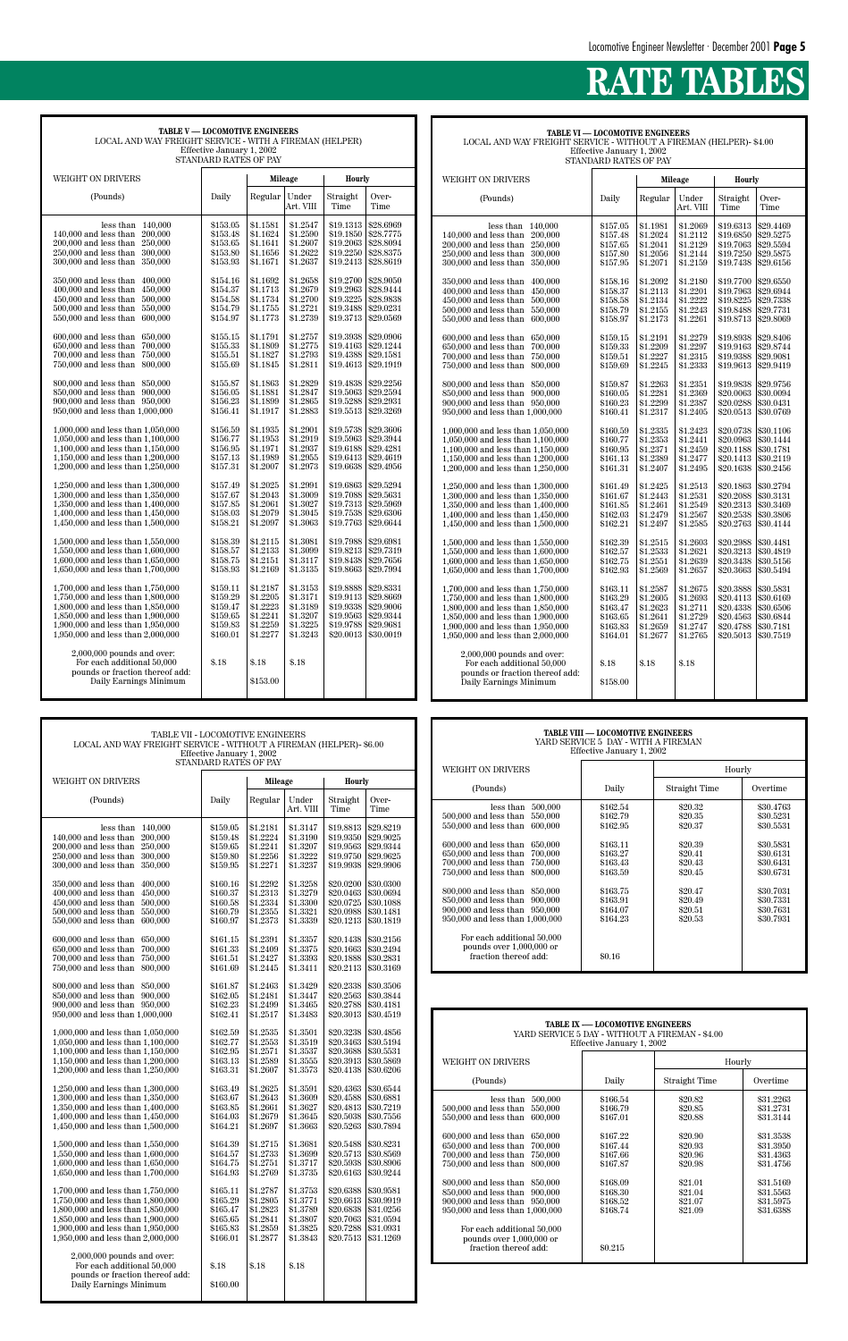# RATE TABLES

**TABLE V — LOCOMOTIVE ENGINEERS**
LOCAL AND WAY FREIGHT SERVICE - WITH A FIREMAN (HELPER)
Effective January 1, 2002
STANDARD RATES OF PAY

| WEIGHT ON DRIVERS | | Mileage | | Hourly | |
|---|---|---|---|---|---|
| (Pounds) | Daily | Regular | Under Art. VIII | Straight Time | Over-Time |
| less than 140,000 | $153.05 | $1.1581 | $1.2547 | $19.1313 | $28.6969 |
| 140,000 and less than 200,000 | $153.48 | $1.1624 | $1.2590 | $19.1850 | $28.7775 |
| 200,000 and less than 250,000 | $153.65 | $1.1641 | $1.2607 | $19.2063 | $28.8094 |
| 250,000 and less than 300,000 | $153.80 | $1.1656 | $1.2622 | $19.2250 | $28.8375 |
| 300,000 and less than 350,000 | $153.93 | $1.1671 | $1.2637 | $19.2413 | $28.8619 |
| 350,000 and less than 400,000 | $154.16 | $1.1692 | $1.2658 | $19.2700 | $28.9050 |
| 400,000 and less than 450,000 | $154.37 | $1.1713 | $1.2679 | $19.2963 | $28.9444 |
| 450,000 and less than 500,000 | $154.58 | $1.1734 | $1.2700 | $19.3225 | $28.9838 |
| 500,000 and less than 550,000 | $154.79 | $1.1755 | $1.2721 | $19.3488 | $29.0231 |
| 550,000 and less than 600,000 | $154.97 | $1.1773 | $1.2739 | $19.3713 | $29.0569 |
| 600,000 and less than 650,000 | $155.15 | $1.1791 | $1.2757 | $19.3938 | $29.0906 |
| 650,000 and less than 700,000 | $155.33 | $1.1809 | $1.2775 | $19.4163 | $29.1244 |
| 700,000 and less than 750,000 | $155.51 | $1.1827 | $1.2793 | $19.4388 | $29.1581 |
| 750,000 and less than 800,000 | $155.69 | $1.1845 | $1.2811 | $19.4613 | $29.1919 |
| 800,000 and less than 850,000 | $155.87 | $1.1863 | $1.2829 | $19.4838 | $29.2256 |
| 850,000 and less than 900,000 | $156.05 | $1.1881 | $1.2847 | $19.5063 | $29.2594 |
| 900,000 and less than 950,000 | $156.23 | $1.1899 | $1.2865 | $19.5288 | $29.2931 |
| 950,000 and less than 1,000,000 | $156.41 | $1.1917 | $1.2883 | $19.5513 | $29.3269 |
| 1,000,000 and less than 1,050,000 | $156.59 | $1.1935 | $1.2901 | $19.5738 | $29.3606 |
| 1,050,000 and less than 1,100,000 | $156.77 | $1.1953 | $1.2919 | $19.5963 | $29.3944 |
| 1,100,000 and less than 1,150,000 | $156.95 | $1.1971 | $1.2937 | $19.6188 | $29.4281 |
| 1,150,000 and less than 1,200,000 | $157.13 | $1.1989 | $1.2955 | $19.6413 | $29.4619 |
| 1,200,000 and less than 1,250,000 | $157.31 | $1.2007 | $1.2973 | $19.6638 | $29.4956 |
| 1,250,000 and less than 1,300,000 | $157.49 | $1.2025 | $1.2991 | $19.6863 | $29.5294 |
| 1,300,000 and less than 1,350,000 | $157.67 | $1.2043 | $1.3009 | $19.7088 | $29.5631 |
| 1,350,000 and less than 1,400,000 | $157.85 | $1.2061 | $1.3027 | $19.7313 | $29.5969 |
| 1,400,000 and less than 1,450,000 | $158.03 | $1.2079 | $1.3045 | $19.7538 | $29.6306 |
| 1,450,000 and less than 1,500,000 | $158.21 | $1.2097 | $1.3063 | $19.7763 | $29.6644 |
| 1,500,000 and less than 1,550,000 | $158.39 | $1.2115 | $1.3081 | $19.7988 | $29.6981 |
| 1,550,000 and less than 1,600,000 | $158.57 | $1.2133 | $1.3099 | $19.8213 | $29.7319 |
| 1,600,000 and less than 1,650,000 | $158.75 | $1.2151 | $1.3117 | $19.8438 | $29.7656 |
| 1,650,000 and less than 1,700,000 | $158.93 | $1.2169 | $1.3135 | $19.8663 | $29.7994 |
| 1,700,000 and less than 1,750,000 | $159.11 | $1.2187 | $1.3153 | $19.8888 | $29.8331 |
| 1,750,000 and less than 1,800,000 | $159.29 | $1.2205 | $1.3171 | $19.9113 | $29.8669 |
| 1,800,000 and less than 1,850,000 | $159.47 | $1.2223 | $1.3189 | $19.9338 | $29.9006 |
| 1,850,000 and less than 1,900,000 | $159.65 | $1.2241 | $1.3207 | $19.9563 | $29.9344 |
| 1,900,000 and less than 1,950,000 | $159.83 | $1.2259 | $1.3225 | $19.9788 | $29.9681 |
| 1,950,000 and less than 2,000,000 | $160.01 | $1.2277 | $1.3243 | $20.0013 | $30.0019 |
| 2,000,000 pounds and over: For each additional 50,000 pounds or fraction thereof add: | $.18 | $.18 | $.18 | | |
| Daily Earnings Minimum | | $153.00 | | | |

**TABLE VI — LOCOMOTIVE ENGINEERS**
LOCAL AND WAY FREIGHT SERVICE - WITHOUT A FIREMAN (HELPER)- $4.00
Effective January 1, 2002
STANDARD RATES OF PAY

| WEIGHT ON DRIVERS | | Mileage | | Hourly | |
|---|---|---|---|---|---|
| (Pounds) | Daily | Regular | Under Art. VIII | Straight Time | Over-Time |
| less than 140,000 | $157.05 | $1.1981 | $1.2069 | $19.6313 | $29.4469 |
| 140,000 and less than 200,000 | $157.48 | $1.2024 | $1.2112 | $19.6850 | $29.5275 |
| 200,000 and less than 250,000 | $157.65 | $1.2041 | $1.2129 | $19.7063 | $29.5594 |
| 250,000 and less than 300,000 | $157.80 | $1.2056 | $1.2144 | $19.7250 | $29.5875 |
| 300,000 and less than 350,000 | $157.95 | $1.2071 | $1.2159 | $19.7438 | $29.6156 |
| 350,000 and less than 400,000 | $158.16 | $1.2092 | $1.2180 | $19.7700 | $29.6550 |
| 400,000 and less than 450,000 | $158.37 | $1.2113 | $1.2201 | $19.7963 | $29.6944 |
| 450,000 and less than 500,000 | $158.58 | $1.2134 | $1.2222 | $19.8225 | $29.7338 |
| 500,000 and less than 550,000 | $158.79 | $1.2155 | $1.2243 | $19.8488 | $29.7731 |
| 550,000 and less than 600,000 | $158.97 | $1.2173 | $1.2261 | $19.8713 | $29.8069 |
| 600,000 and less than 650,000 | $159.15 | $1.2191 | $1.2279 | $19.8938 | $29.8406 |
| 650,000 and less than 700,000 | $159.33 | $1.2209 | $1.2297 | $19.9163 | $29.8744 |
| 700,000 and less than 750,000 | $159.51 | $1.2227 | $1.2315 | $19.9388 | $29.9081 |
| 750,000 and less than 800,000 | $159.69 | $1.2245 | $1.2333 | $19.9613 | $29.9419 |
| 800,000 and less than 850,000 | $159.87 | $1.2263 | $1.2351 | $19.9838 | $29.9756 |
| 850,000 and less than 900,000 | $160.05 | $1.2281 | $1.2369 | $20.0063 | $30.0094 |
| 900,000 and less than 950,000 | $160.23 | $1.2299 | $1.2387 | $20.0288 | $30.0431 |
| 950,000 and less than 1,000,000 | $160.41 | $1.2317 | $1.2405 | $20.0513 | $30.0769 |
| 1,000,000 and less than 1,050,000 | $160.59 | $1.2335 | $1.2423 | $20.0738 | $30.1106 |
| 1,050,000 and less than 1,100,000 | $160.77 | $1.2353 | $1.2441 | $20.0963 | $30.1444 |
| 1,100,000 and less than 1,150,000 | $160.95 | $1.2371 | $1.2459 | $20.1188 | $30.1781 |
| 1,150,000 and less than 1,200,000 | $161.13 | $1.2389 | $1.2477 | $20.1413 | $30.2119 |
| 1,200,000 and less than 1,250,000 | $161.31 | $1.2407 | $1.2495 | $20.1638 | $30.2456 |
| 1,250,000 and less than 1,300,000 | $161.49 | $1.2425 | $1.2513 | $20.1863 | $30.2794 |
| 1,300,000 and less than 1,350,000 | $161.67 | $1.2443 | $1.2531 | $20.2088 | $30.3131 |
| 1,350,000 and less than 1,400,000 | $161.85 | $1.2461 | $1.2549 | $20.2313 | $30.3469 |
| 1,400,000 and less than 1,450,000 | $162.03 | $1.2479 | $1.2567 | $20.2538 | $30.3806 |
| 1,450,000 and less than 1,500,000 | $162.21 | $1.2497 | $1.2585 | $20.2763 | $30.4144 |
| 1,500,000 and less than 1,550,000 | $162.39 | $1.2515 | $1.2603 | $20.2988 | $30.4481 |
| 1,550,000 and less than 1,600,000 | $162.57 | $1.2533 | $1.2621 | $20.3213 | $30.4819 |
| 1,600,000 and less than 1,650,000 | $162.75 | $1.2551 | $1.2639 | $20.3438 | $30.5156 |
| 1,650,000 and less than 1,700,000 | $162.93 | $1.2569 | $1.2657 | $20.3663 | $30.5494 |
| 1,700,000 and less than 1,750,000 | $163.11 | $1.2587 | $1.2675 | $20.3888 | $30.5831 |
| 1,750,000 and less than 1,800,000 | $163.29 | $1.2605 | $1.2693 | $20.4113 | $30.6169 |
| 1,800,000 and less than 1,850,000 | $163.47 | $1.2623 | $1.2711 | $20.4338 | $30.6506 |
| 1,850,000 and less than 1,900,000 | $163.65 | $1.2641 | $1.2729 | $20.4563 | $30.6844 |
| 1,900,000 and less than 1,950,000 | $163.83 | $1.2659 | $1.2747 | $20.4788 | $30.7181 |
| 1,950,000 and less than 2,000,000 | $164.01 | $1.2677 | $1.2765 | $20.5013 | $30.7519 |
| 2,000,000 pounds and over: For each additional 50,000 pounds or fraction thereof add: | $.18 | $.18 | $.18 | | |
| Daily Earnings Minimum | $158.00 | | | | |

TABLE VII - LOCOMOTIVE ENGINEERS
LOCAL AND WAY FREIGHT SERVICE - WITHOUT A FIREMAN (HELPER)- $6.00
Effective January 1, 2002
STANDARD RATES OF PAY

| WEIGHT ON DRIVERS | | Mileage | | Hourly | |
|---|---|---|---|---|---|
| (Pounds) | Daily | Regular | Under Art. VIII | Straight Time | Over-Time |
| less than 140,000 | $159.05 | $1.2181 | $1.3147 | $19.8813 | $29.8219 |
| 140,000 and less than 200,000 | $159.48 | $1.2224 | $1.3190 | $19.9350 | $29.9025 |
| 200,000 and less than 250,000 | $159.65 | $1.2241 | $1.3207 | $19.9563 | $29.9344 |
| 250,000 and less than 300,000 | $159.80 | $1.2256 | $1.3222 | $19.9750 | $29.9625 |
| 300,000 and less than 350,000 | $159.95 | $1.2271 | $1.3237 | $19.9938 | $29.9906 |
| 350,000 and less than 400,000 | $160.16 | $1.2292 | $1.3258 | $20.0200 | $30.0300 |
| 400,000 and less than 450,000 | $160.37 | $1.2313 | $1.3279 | $20.0463 | $30.0694 |
| 450,000 and less than 500,000 | $160.58 | $1.2334 | $1.3300 | $20.0725 | $30.1088 |
| 500,000 and less than 550,000 | $160.79 | $1.2355 | $1.3321 | $20.0988 | $30.1481 |
| 550,000 and less than 600,000 | $160.97 | $1.2373 | $1.3339 | $20.1213 | $30.1819 |
| 600,000 and less than 650,000 | $161.15 | $1.2391 | $1.3357 | $20.1438 | $30.2156 |
| 650,000 and less than 700,000 | $161.33 | $1.2409 | $1.3375 | $20.1663 | $30.2494 |
| 700,000 and less than 750,000 | $161.51 | $1.2427 | $1.3393 | $20.1888 | $30.2831 |
| 750,000 and less than 800,000 | $161.69 | $1.2445 | $1.3411 | $20.2113 | $30.3169 |
| 800,000 and less than 850,000 | $161.87 | $1.2463 | $1.3429 | $20.2338 | $30.3506 |
| 850,000 and less than 900,000 | $162.05 | $1.2481 | $1.3447 | $20.2563 | $30.3844 |
| 900,000 and less than 950,000 | $162.23 | $1.2499 | $1.3465 | $20.2788 | $30.4181 |
| 950,000 and less than 1,000,000 | $162.41 | $1.2517 | $1.3483 | $20.3013 | $30.4519 |
| 1,000,000 and less than 1,050,000 | $162.59 | $1.2535 | $1.3501 | $20.3238 | $30.4856 |
| 1,050,000 and less than 1,100,000 | $162.77 | $1.2553 | $1.3519 | $20.3463 | $30.5194 |
| 1,100,000 and less than 1,150,000 | $162.95 | $1.2571 | $1.3537 | $20.3688 | $30.5531 |
| 1,150,000 and less than 1,200,000 | $163.13 | $1.2589 | $1.3555 | $20.3913 | $30.5869 |
| 1,200,000 and less than 1,250,000 | $163.31 | $1.2607 | $1.3573 | $20.4138 | $30.6206 |
| 1,250,000 and less than 1,300,000 | $163.49 | $1.2625 | $1.3591 | $20.4363 | $30.6544 |
| 1,300,000 and less than 1,350,000 | $163.67 | $1.2643 | $1.3609 | $20.4588 | $30.6881 |
| 1,350,000 and less than 1,400,000 | $163.85 | $1.2661 | $1.3627 | $20.4813 | $30.7219 |
| 1,400,000 and less than 1,450,000 | $164.03 | $1.2679 | $1.3645 | $20.5038 | $30.7556 |
| 1,450,000 and less than 1,500,000 | $164.21 | $1.2697 | $1.3663 | $20.5263 | $30.7894 |
| 1,500,000 and less than 1,550,000 | $164.39 | $1.2715 | $1.3681 | $20.5488 | $30.8231 |
| 1,550,000 and less than 1,600,000 | $164.57 | $1.2733 | $1.3699 | $20.5713 | $30.8569 |
| 1,600,000 and less than 1,650,000 | $164.75 | $1.2751 | $1.3717 | $20.5938 | $30.8906 |
| 1,650,000 and less than 1,700,000 | $164.93 | $1.2769 | $1.3735 | $20.6163 | $30.9244 |
| 1,700,000 and less than 1,750,000 | $165.11 | $1.2787 | $1.3753 | $20.6388 | $30.9581 |
| 1,750,000 and less than 1,800,000 | $165.29 | $1.2805 | $1.3771 | $20.6613 | $30.9919 |
| 1,800,000 and less than 1,850,000 | $165.47 | $1.2823 | $1.3789 | $20.6838 | $31.0256 |
| 1,850,000 and less than 1,900,000 | $165.65 | $1.2841 | $1.3807 | $20.7063 | $31.0594 |
| 1,900,000 and less than 1,950,000 | $165.83 | $1.2859 | $1.3825 | $20.7288 | $31.0931 |
| 1,950,000 and less than 2,000,000 | $166.01 | $1.2877 | $1.3843 | $20.7513 | $31.1269 |
| 2,000,000 pounds and over: For each additional 50,000 pounds or fraction thereof add: | $.18 | $.18 | $.18 | | |
| Daily Earnings Minimum | $160.00 | | | | |

**TABLE VIII — LOCOMOTIVE ENGINEERS**
YARD SERVICE 5 DAY - WITH A FIREMAN
Effective January 1, 2002

| WEIGHT ON DRIVERS | | Hourly | |
|---|---|---|---|
| (Pounds) | Daily | Straight Time | Overtime |
| less than 500,000 | $162.54 | $20.32 | $30.4763 |
| 500,000 and less than 550,000 | $162.79 | $20.35 | $30.5231 |
| 550,000 and less than 600,000 | $162.95 | $20.37 | $30.5531 |
| 600,000 and less than 650,000 | $163.11 | $20.39 | $30.5831 |
| 650,000 and less than 700,000 | $163.27 | $20.41 | $30.6131 |
| 700,000 and less than 750,000 | $163.43 | $20.43 | $30.6431 |
| 750,000 and less than 800,000 | $163.59 | $20.45 | $30.6731 |
| 800,000 and less than 850,000 | $163.75 | $20.47 | $30.7031 |
| 850,000 and less than 900,000 | $163.91 | $20.49 | $30.7331 |
| 900,000 and less than 950,000 | $164.07 | $20.51 | $30.7631 |
| 950,000 and less than 1,000,000 | $164.23 | $20.53 | $30.7931 |
| For each additional 50,000 pounds over 1,000,000 or fraction thereof add: | $0.16 | | |

**TABLE IX — LOCOMOTIVE ENGINEERS**
YARD SERVICE 5 DAY - WITHOUT A FIREMAN - $4.00
Effective January 1, 2002

| WEIGHT ON DRIVERS | | Hourly | |
|---|---|---|---|
| (Pounds) | Daily | Straight Time | Overtime |
| less than 500,000 | $166.54 | $20.82 | $31.2263 |
| 500,000 and less than 550,000 | $166.79 | $20.85 | $31.2731 |
| 550,000 and less than 600,000 | $167.01 | $20.88 | $31.3144 |
| 600,000 and less than 650,000 | $167.22 | $20.90 | $31.3538 |
| 650,000 and less than 700,000 | $167.44 | $20.93 | $31.3950 |
| 700,000 and less than 750,000 | $167.66 | $20.96 | $31.4363 |
| 750,000 and less than 800,000 | $167.87 | $20.98 | $31.4756 |
| 800,000 and less than 850,000 | $168.09 | $21.01 | $31.5169 |
| 850,000 and less than 900,000 | $168.30 | $21.04 | $31.5563 |
| 900,000 and less than 950,000 | $168.52 | $21.07 | $31.5975 |
| 950,000 and less than 1,000,000 | $168.74 | $21.09 | $31.6388 |
| For each additional 50,000 pounds over 1,000,000 or fraction thereof add: | $0.215 | | |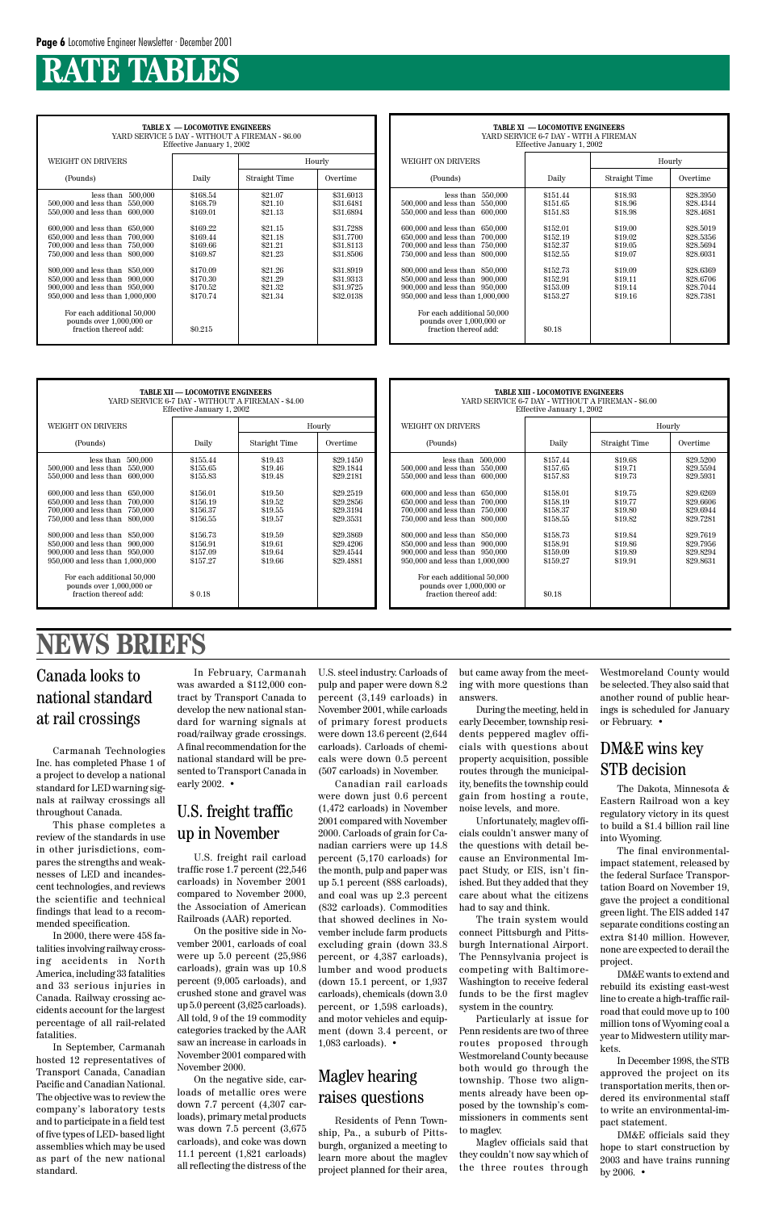# RATE TABLES

| TABLE X — LOCOMOTIVE ENGINEERS<br>YARD SERVICE 5 DAY - WITHOUT A FIREMAN - $6.00<br>Effective January 1, 2002 | | | |
|---|---|---|---|
| WEIGHT ON DRIVERS | | Hourly | |
| (Pounds) | Daily | Straight Time | Overtime |
| less than 500,000 | $168.54 | $21.07 | $31.6013 |
| 500,000 and less than 550,000 | $168.79 | $21.10 | $31.6481 |
| 550,000 and less than 600,000 | $169.01 | $21.13 | $31.6894 |
| 600,000 and less than 650,000 | $169.22 | $21.15 | $31.7288 |
| 650,000 and less than 700,000 | $169.44 | $21.18 | $31.7700 |
| 700,000 and less than 750,000 | $169.66 | $21.21 | $31.8113 |
| 750,000 and less than 800,000 | $169.87 | $21.23 | $31.8506 |
| 800,000 and less than 850,000 | $170.09 | $21.26 | $31.8919 |
| 850,000 and less than 900,000 | $170.30 | $21.29 | $31.9313 |
| 900,000 and less than 950,000 | $170.52 | $21.32 | $31.9725 |
| 950,000 and less than 1,000,000 | $170.74 | $21.34 | $32.0138 |
| For each additional 50,000 pounds over 1,000,000 or fraction thereof add: | $0.215 | | |

| TABLE XI — LOCOMOTIVE ENGINEERS<br>YARD SERVICE 6-7 DAY - WITH A FIREMAN<br>Effective January 1, 2002 | | | |
|---|---|---|---|
| WEIGHT ON DRIVERS | | Hourly | |
| (Pounds) | Daily | Straight Time | Overtime |
| less than 550,000 | $151.44 | $18.93 | $28.3950 |
| 500,000 and less than 550,000 | $151.65 | $18.96 | $28.4344 |
| 550,000 and less than 600,000 | $151.83 | $18.98 | $28.4681 |
| 600,000 and less than 650,000 | $152.01 | $19.00 | $28.5019 |
| 650,000 and less than 700,000 | $152.19 | $19.02 | $28.5356 |
| 700,000 and less than 750,000 | $152.37 | $19.05 | $28.5694 |
| 750,000 and less than 800,000 | $152.55 | $19.07 | $28.6031 |
| 800,000 and less than 850,000 | $152.73 | $19.09 | $28.6369 |
| 850,000 and less than 900,000 | $152.91 | $19.11 | $28.6706 |
| 900,000 and less than 950,000 | $153.09 | $19.14 | $28.7044 |
| 950,000 and less than 1,000,000 | $153.27 | $19.16 | $28.7381 |
| For each additional 50,000 pounds over 1,000,000 or fraction thereof add: | $0.18 | | |

| TABLE XII — LOCOMOTIVE ENGINEERS<br>YARD SERVICE 6-7 DAY - WITHOUT A FIREMAN - $4.00<br>Effective January 1, 2002 | | | |
|---|---|---|---|
| WEIGHT ON DRIVERS | | Hourly | |
| (Pounds) | Daily | Staright Time | Overtime |
| less than 500,000 | $155.44 | $19.43 | $29.1450 |
| 500,000 and less than 550,000 | $155.65 | $19.46 | $29.1844 |
| 550,000 and less than 600,000 | $155.83 | $19.48 | $29.2181 |
| 600,000 and less than 650,000 | $156.01 | $19.50 | $29.2519 |
| 650,000 and less than 700,000 | $156.19 | $19.52 | $29.2856 |
| 700,000 and less than 750,000 | $156.37 | $19.55 | $29.3194 |
| 750,000 and less than 800,000 | $156.55 | $19.57 | $29.3531 |
| 800,000 and less than 850,000 | $156.73 | $19.59 | $29.3869 |
| 850,000 and less than 900,000 | $156.91 | $19.61 | $29.4206 |
| 900,000 and less than 950,000 | $157.09 | $19.64 | $29.4544 |
| 950,000 and less than 1,000,000 | $157.27 | $19.66 | $29.4881 |
| For each additional 50,000 pounds over 1,000,000 or fraction thereof add: | $ 0.18 | | |

| TABLE XIII - LOCOMOTIVE ENGINEERS<br>YARD SERVICE 6-7 DAY - WITHOUT A FIREMAN - $6.00<br>Effective January 1, 2002 | | | |
|---|---|---|---|
| WEIGHT ON DRIVERS | | Hourly | |
| (Pounds) | Daily | Straight Time | Overtime |
| less than 500,000 | $157.44 | $19.68 | $29.5200 |
| 500,000 and less than 550,000 | $157.65 | $19.71 | $29.5594 |
| 550,000 and less than 600,000 | $157.83 | $19.73 | $29.5931 |
| 600,000 and less than 650,000 | $158.01 | $19.75 | $29.6269 |
| 650,000 and less than 700,000 | $158.19 | $19.77 | $29.6606 |
| 700,000 and less than 750,000 | $158.37 | $19.80 | $29.6944 |
| 750,000 and less than 800,000 | $158.55 | $19.82 | $29.7281 |
| 800,000 and less than 850,000 | $158.73 | $19.84 | $29.7619 |
| 850,000 and less than 900,000 | $158.91 | $19.86 | $29.7956 |
| 900,000 and less than 950,000 | $159.09 | $19.89 | $29.8294 |
| 950,000 and less than 1,000,000 | $159.27 | $19.91 | $29.8631 |
| For each additional 50,000 pounds over 1,000,000 or fraction thereof add: | $0.18 | | |

# NEWS BRIEFS

## Canada looks to national standard at rail crossings

Carmanah Technologies Inc. has completed Phase 1 of a project to develop a national standard for LED warning signals at railway crossings all throughout Canada.

This phase completes a review of the standards in use in other jurisdictions, compares the strengths and weaknesses of LED and incandescent technologies, and reviews the scientific and technical findings that lead to a recommended specification.

In 2000, there were 458 fatalities involving railway crossing accidents in North America, including 33 fatalities and 33 serious injuries in Canada. Railway crossing accidents account for the largest percentage of all rail-related fatalities.

In September, Carmanah hosted 12 representatives of Transport Canada, Canadian Pacific and Canadian National. The objective was to review the company's laboratory tests and to participate in a field test of five types of LED- based light assemblies which may be used as part of the new national standard.

In February, Carmanah was awarded a $112,000 contract by Transport Canada to develop the new national standard for warning signals at road/railway grade crossings. A final recommendation for the national standard will be presented to Transport Canada in early 2002. •

## U.S. freight traffic up in November

U.S. freight rail carload traffic rose 1.7 percent (22,546 carloads) in November 2001 compared to November 2000, the Association of American Railroads (AAR) reported.

On the positive side in November 2001, carloads of coal were up 5.0 percent (25,986 carloads), grain was up 10.8 percent (9,005 carloads), and crushed stone and gravel was up 5.0 percent (3,625 carloads). All told, 9 of the 19 commodity categories tracked by the AAR saw an increase in carloads in November 2001 compared with November 2000.

On the negative side, carloads of metallic ores were down 7.7 percent (4,307 carloads), primary metal products was down 7.5 percent (3,675 carloads), and coke was down 11.1 percent (1,821 carloads) all reflecting the distress of the U.S. steel industry. Carloads of pulp and paper were down 8.2 percent (3,149 carloads) in November 2001, while carloads of primary forest products were down 13.6 percent (2,644 carloads). Carloads of chemicals were down 0.5 percent (507 carloads) in November.

Canadian rail carloads were down just 0.6 percent (1,472 carloads) in November 2001 compared with November 2000. Carloads of grain for Canadian carriers were up 14.8 percent (5,170 carloads) for the month, pulp and paper was up 5.1 percent (888 carloads), and coal was up 2.3 percent (832 carloads). Commodities that showed declines in November include farm products excluding grain (down 33.8 percent, or 4,387 carloads), lumber and wood products (down 15.1 percent, or 1,937 carloads), chemicals (down 3.0 percent, or 1,598 carloads), and motor vehicles and equipment (down 3.4 percent, or 1,083 carloads). •

## Maglev hearing raises questions

Residents of Penn Township, Pa., a suburb of Pittsburgh, organized a meeting to learn more about the maglev project planned for their area, but came away from the meeting with more questions than answers.

During the meeting, held in early December, township residents peppered maglev officials with questions about property acquisition, possible routes through the municipality, benefits the township could gain from hosting a route, noise levels, and more.

Unfortunately, maglev officials couldn't answer many of the questions with detail because an Environmental Impact Study, or EIS, isn't finished. But they added that they care about what the citizens had to say and think.

The train system would connect Pittsburgh and Pittsburgh International Airport. The Pennsylvania project is competing with Baltimore-Washington to receive federal funds to be the first maglev system in the country.

Particularly at issue for Penn residents are two of three routes proposed through Westmoreland County because both would go through the township. Those two alignments already have been opposed by the township's commissioners in comments sent to maglev.

Maglev officials said that they couldn't now say which of the three routes through Westmoreland County would be selected. They also said that another round of public hearings is scheduled for January or February. •

## DM&E wins key STB decision

The Dakota, Minnesota & Eastern Railroad won a key regulatory victory in its quest to build a $1.4 billion rail line into Wyoming.

The final environmental-impact statement, released by the federal Surface Transportation Board on November 19, gave the project a conditional green light. The EIS added 147 separate conditions costing an extra $140 million. However, none are expected to derail the project.

DM&E wants to extend and rebuild its existing east-west line to create a high-traffic railroad that could move up to 100 million tons of Wyoming coal a year to Midwestern utility markets.

In December 1998, the STB approved the project on its transportation merits, then ordered its environmental staff to write an environmental-impact statement.

DM&E officials said they hope to start construction by 2003 and have trains running by 2006. •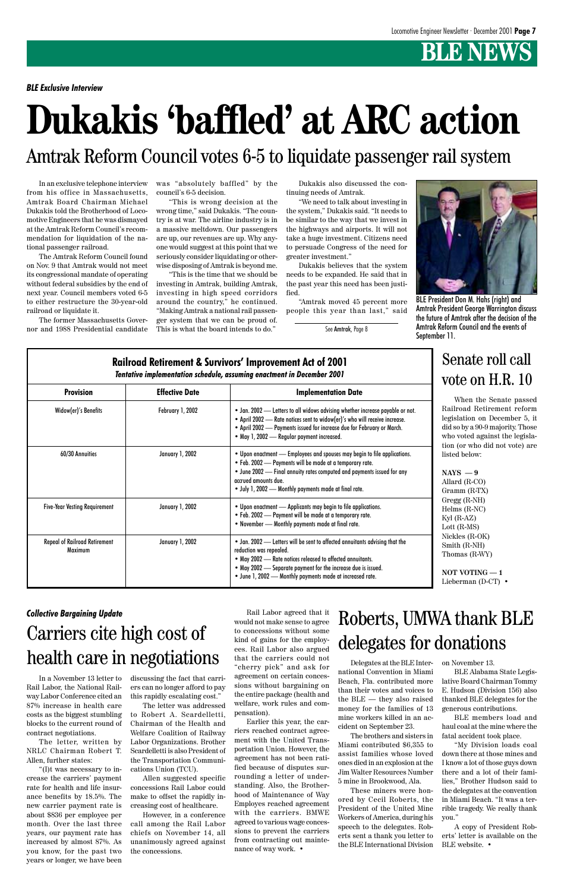## BLE NEWS

*BLE Exclusive Interview*

# Dukakis 'baffled' at ARC action

## Amtrak Reform Council votes 6-5 to liquidate passenger rail system

In an exclusive telephone interview from his office in Massachusetts, Amtrak Board Chairman Michael Dukakis told the Brotherhood of Locomotive Engineers that he was dismayed at the Amtrak Reform Council's recommendation for liquidation of the national passenger railroad.

The Amtrak Reform Council found on Nov. 9 that Amtrak would not meet its congressional mandate of operating without federal subsidies by the end of next year. Council members voted 6-5 to either restructure the 30-year-old railroad or liquidate it.

The former Massachusetts Governor and 1988 Presidential candidate was "absolutely baffled" by the council's 6-5 decision.

"This is wrong decision at the wrong time," said Dukakis. "The country is at war. The airline industry is in a massive meltdown. Our passengers are up, our revenues are up. Why anyone would suggest at this point that we seriously consider liquidating or otherwise disposing of Amtrak is beyond me.

"This is the time that we should be investing in Amtrak, building Amtrak, investing in high speed corridors around the country," he continued. "Making Amtrak a national rail passenger system that we can be proud of. This is what the board intends to do."

Dukakis also discussed the continuing needs of Amtrak.

"We need to talk about investing in the system," Dukakis said. "It needs to be similar to the way that we invest in the highways and airports. It will not take a huge investment. Citizens need to persuade Congress of the need for greater investment."

Dukakis believes that the system needs to be expanded. He said that in the past year this need has been justified.

"Amtrak moved 45 percent more people this year than last," said

See Amtrak, Page 8

BLE President Don M. Hahs (right) and Amtrak President George Warrington discuss the future of Amtrak after the decision of the Amtrak Reform Council and the events of September 11.

### Railroad Retirement & Survivors' Improvement Act of 2001

*Tentative implementation schedule, assuming enactment in December 2001*

| Provision | Effective Date | Implementation Date |
|---|---|---|
| Widow(er)'s Benefits | February 1, 2002 | • Jan. 2002 — Letters to all widows advising whether increase payable or not.<br>• April 2002 — Rate notices sent to widow(er)'s who will receive increase.<br>• April 2002 — Payments issued for increase due for February or March.<br>• May 1, 2002 — Regular payment increased. |
| 60/30 Annuities | January 1, 2002 | • Upon enactment — Employees and spouses may begin to file applications.<br>• Feb. 2002 — Payments will be made at a temporary rate.<br>• June 2002 — Final annuity rates computed and payments issued for any accrued amounts due.<br>• July 1, 2002 — Monthly payments made at final rate. |
| Five-Year Vesting Requirement | January 1, 2002 | • Upon enactment — Applicants may begin to file applications.<br>• Feb. 2002 — Payment will be made at a temporary rate.<br>• November — Monthly payments made at final rate. |
| Repeal of Railroad Retirement Maximum | January 1, 2002 | • Jan. 2002 — Letters will be sent to affected annuitants advising that the reduction was repealed.<br>• May 2002 — Rate notices released to affected annuitants.<br>• May 2002 — Separate payment for the increase due is issued.<br>• June 1, 2002 — Monthly payments made at increased rate. |

## Senate roll call vote on H.R. 10

When the Senate passed Railroad Retirement reform legislation on December 5, it did so by a 90-9 majority. Those who voted against the legislation (or who did not vote) are listed below:

**NAYS — 9**
Allard (R-CO)
Gramm (R-TX)
Gregg (R-NH)
Helms (R-NC)
Kyl (R-AZ)
Lott (R-MS)
Nickles (R-OK)
Smith (R-NH)
Thomas (R-WY)

**NOT VOTING — 1**
Lieberman (D-CT) •

*Collective Bargaining Update*

## Carriers cite high cost of health care in negotiations

In a November 13 letter to Rail Labor, the National Railway Labor Conference cited an 87% increase in health care costs as the biggest stumbling blocks to the current round of contract negotiations.

The letter, written by NRLC Chairman Robert T. Allen, further states:

"(I)t was necessary to increase the carriers' payment rate for health and life insurance benefits by 18.5%. The new carrier payment rate is about $836 per employee per month. Over the last three years, our payment rate has increased by almost 87%. As you know, for the past two years or longer, we have been discussing the fact that carriers can no longer afford to pay this rapidly escalating cost."

The letter was addressed to Robert A. Scardelletti, Chairman of the Health and Welfare Coalition of Railway Labor Organizations. Brother Scardelletti is also President of the Transportation Communications Union (TCU).

Allen suggested specific concessions Rail Labor could make to offset the rapidly increasing cost of healthcare.

However, in a conference call among the Rail Labor chiefs on November 14, all unanimously agreed against the concessions.

Rail Labor agreed that it would not make sense to agree to concessions without some kind of gains for the employees. Rail Labor also argued that the carriers could not "cherry pick" and ask for agreement on certain concessions without bargaining on the entire package (health and welfare, work rules and compensation).

Earlier this year, the carriers reached contract agreement with the United Transportation Union. However, the agreement has not been ratified because of disputes surrounding a letter of understanding. Also, the Brotherhood of Maintenance of Way Employes reached agreement with the carriers. BMWE agreed to various wage concessions to prevent the carriers from contracting out maintenance of way work. •

## Roberts, UMWA thank BLE delegates for donations

Delegates at the BLE International Convention in Miami Beach, Fla. contributed more than their votes and voices to the BLE — they also raised money for the families of 13 mine workers killed in an accident on September 23.

The brothers and sisters in Miami contributed $6,355 to assist families whose loved ones died in an explosion at the Jim Walter Resources Number 5 mine in Brookwood, Ala.

These miners were honored by Cecil Roberts, the President of the United Mine Workers of America, during his speech to the delegates. Roberts sent a thank you letter to the BLE International Division on November 13.

BLE Alabama State Legislative Board Chairman Tommy E. Hudson (Division 156) also thanked BLE delegates for the generous contributions.

BLE members load and haul coal at the mine where the fatal accident took place.

"My Division loads coal down there at those mines and I know a lot of those guys down there and a lot of their families," Brother Hudson said to the delegates at the convention in Miami Beach. "It was a terrible tragedy. We really thank you."

A copy of President Roberts' letter is available on the BLE website. •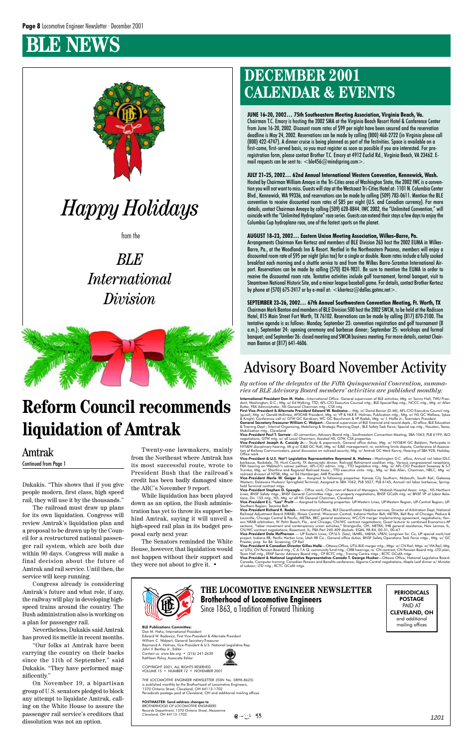# BLE NEWS

*Happy Holidays*

from the

*BLE International Division*

# Reform Council recommends liquidation of Amtrak

## Amtrak

Continued from Page 1

Dukakis. "This shows that if you give people modern, first class, high speed rail, they will use it by the thousands."

The railroad must draw up plans for its own liquidation. Congress will review Amtrak's liquidation plan and a proposal to be drawn up by the Council for a restructured national passenger rail system, which are both due within 90 days. Congress will make a final decision about the future of Amtrak and rail service. Until then, the service will keep running.

Congress already is considering Amtrak's future and what role, if any, the railway will play in developing high-speed trains around the country. The Bush administration also is working on a plan for passenger rail.

Nevertheless, Dukakis said Amtrak has proved its mettle in recent months.

"Our folks at Amtrak have been carrying the country on their backs since the 11th of September," said Dukakis. "They have performed magnificently."

On November 19, a bipartisan group of U.S. senators pledged to block any attempt to liquidate Amtrak, calling on the White House to assure the passenger rail service's creditors that dissolution was not an option.

Twenty-one lawmakers, mainly from the Northeast where Amtrak has its most successful route, wrote to President Bush that the railroad's credit has been badly damaged since the ARC's November 9 report.

While liquidation has been played down as an option, the Bush administration has yet to throw its support behind Amtrak, saying it will unveil a high-speed rail plan in its budget proposal early next year.

The Senators reminded the White House, however, that liquidation would not happen without their support and they were not about to give it. •

# DECEMBER 2001 CALENDAR & EVENTS

**JUNE 16-20, 2002… 75th Southeastern Meeting Association, Virginia Beach, Va.**
Chairman T.C. Emory is hosting the 2002 SMA at the Virginia Beach Resort Hotel & Conference Center from June 16-20, 2002. Discount room rates of $99 per night have been secured and the reservation deadline is May 24, 2002. Reservations can be made by calling (800) 468-2722 (in Virginia please call (800) 422-4747). A dinner cruise is being planned as part of the festivities. Space is available on a first-come, first-served basis, so you must register as soon as possible if you are interested. For pre-registration form, please contact Brother T.C. Emory at 4912 Euclid Rd., Virginia Beach, VA 23462. E-mail requests can be sent to: <ble456@mindspring.com>.

**JULY 21-25, 2002… 62nd Annual International Western Convention, Kennewick, Wash.**
Hosted by Chairman William Amaya in the Tri-Cities area of Washington State, the 2002 IWC is a convention you will not want to miss. Guests will stay at the Westcoast Tri-Cities Hotel at: 1101 N. Columbia Center Blvd., Kennewick, WA 99336, and reservations can be made by calling (509) 783-0611. Mention the BLE convention to receive discounted room rates of $85 per night (U.S. and Canadian currency). For more details, contact Chairman Amaya by calling (509) 628-8844. IWC 2002, the "Unlimited Convention," will coincide with the "Unlimited Hydroplane" race series. Guests can extend their stays a few days to enjoy the Columbia Cup hydroplane race, one of the fastest sports on the planet.

**AUGUST 18-23, 2002… Eastern Union Meeting Association, Wilkes-Barre, Pa.**
Arrangements Chairman Ken Kertesz and members of BLE Division 263 host the 2002 EUMA in Wilkes-Barre, Pa., at the Woodlands Inn & Resort. Nestled in the Northeastern Poconos, members will enjoy a discounted room rate of $95 per night (plus tax) for a single or double. Room rates include a fully cooked breakfast each morning and a shuttle service to and from the Wilkes Barre-Scranton International Airport. Reservations can be made by calling (570) 824-9831. Be sure to mention the EUMA in order to receive the discounted room rate. Tentative activities include golf tournament, formal banquet, visit to Steamtown National Historic Site, and a minor league baseball game. For details, contact Brother Kertesz by phone at (570) 675-2417 or by e-mail at: <kkertesz@dallas.gotmc.net>.

**SEPTEMBER 23-26, 2002… 67th Annual Southwestern Convention Meeting, Ft. Worth, TX**
Chairman Mark Banton and members of BLE Division 500 host the 2002 SWCM, to be held at the Radisson Hotel, 815 Main Street Fort Worth, TX 76102. Reservations can be made by calling (817) 870-2100. The tentative agenda is as follows: Monday, September 23: convention registration and golf tournament (8 a.m.); September 24: opening ceremony and barbecue dinner; September 25: workshops and formal banquet; and September 26: closed meeting and SWCM business meeting. For more details, contact Chairman Banton at (817) 641-4606.

# Advisory Board November Activity

*By action of the delegates at the Fifth Quinquennial Convention, summaries of BLE Advisory Board members' activities are published monthly:*

**International President Don M. Hahs**—International Office: General supervision of BLE activities; Mtg. w/ Sonny Hall, TWU President, Washington, D.C.; Mtg. w/ Ed Wytking, TTD; AFL-CIO Executive Counsel mtg.; BLE Special Rep mtg.; NCCC mtg.; Mtg. w/ Allen Rutter, FRA Administrator; NS General Chairman mtg.; CSX mtg.

**First Vice-President & Alternate President Edward W. Rodzwicz**— Mtg. w/ David Bonior (D-MI); AFL-CIO Executive Council mtg. (guest); Mtg. w/ Gerald McEntee, AFSCME President; Mtg. w/ VP & NLR R. Holmes; Publication mtg.; Mtg. w/ NS GC Wallace, Sykes & Knight; Conference call w/ GTW GC Karakian, WC GC Bouchman & VP Radek; Mtg. w/ J. Hoffa Jr., Teamsters President.

**General Secretary-Treasurer William C. Walpert**—General supervision of BLE financial and record depts.; ID office; BLE Education & Training Dept.; Internal Organizing, Mobilizing & Strategic Planning Dept.; BLE Safety Task Force; Special rep mtg., Houston, Texas; Mobilization mtg., Cleveland.

**Vice-President Paul T. Sorrow**—ID convention; Advisory Board mtg.; Southwestern Convention Meeting; SBA 1063; PLB 6199; I&O negotiations; GTW mtg. w/ all Local Chairmen; Assisted NS, GTW, CSX properties.

**Vice-President Joseph A. Cassidy Jr.**— Study & paperwork; General office duties; Mtg. w/ NYS&W GC Baldwin; Participate in NYS&W disciplinary hearing; Mt g w/ EJ&E GC Hall; Mtg. w/ EJ&E management, re: switching limits dispute; Conference of Association of Railway Communicators, panel discussion on railroad security; Mtg. w/ Amtrak GC Mark Kenny; Hearing of SBA 928; Holiday; Office work.

**Vice-President & U.S. Nat'l Legislative Representative Raymond A. Holmes**—Washington D.C. office; Annual rail labor/DLC barbecue, Rockdale, TX; Hunt County, TX democratic dinner; Railroad Retirement coalition mtg.; Various congressional receptions; FRA hearing on Webtech's waiver petition; AFL-CIO admin. mtg.; TTD legislative mtg.; Mtg. w/ AFL-CIO President Sweeney & S-T Trumka; Mtg. w/ Shortline and Regional Railroad Assoc.; TTD executive cmte. mtg.; Mtg. w/ Bob Allen, Chairman, NRLC; Mtg. w/ railroad division of NTSB; Mtg. w/ Ed Hamberger, AAR President.

**Vice-President Merle W. Geiger Jr.**— Assigned to following properties: Kansas City Southern; Midsouth; South Rail; Gateway Western; Delaware Hudson/ Springfield Terminal; Assigned to SBA 1062, PLB 5527, PLB 6145; Annual rail labor barbecue; Springfield Terminal contract mtgs.

**Vice-President Stephen D. Speagle**— Office work; Chairman of Board of Managers, Wabash Hospital Assoc. mtgs.; NS-Northern Lines; BNSF Safety mtgs.; BNSF General Committee mtgs., on-property negotiations; BNSF GCofA mtg. w/ BNSF VP of Labor Relations; Div. 155 mtg.; NS; Mtg. w/ all NS General Chairmen, Cleveland.

**Vice-President E.L. "Lee" Pruitt** — Assigned to following properties: UP-Western Lines; UP-Western Region; UP-Central Region; UP-Southern Region; Tacoma Belt.

**Vice-President Richard K. Radek**— International Office; BLE Decertification Helpline services; Director of Arbitration Dept; National Railroad Adjustment Board (NRAB); Illinois Central; Wisconsin Central; Indiana Harbor Belt; METRA; Belt Rwy. of Chicago; Paduca & Louisville; Chicago Central & Pacific; METRA, BRC general assistance; WC/CN merger implementing agreement, negotiations; Various NRAB arbitration, W. Palm Beach, Fla., and Chicago; CN/WC contract negotiations; Guest lecturer to combined Economics-AP sections, "labor movement and contemporary union activities," Strongsville, OH; METRA, IHB general assistance, New Lenox, IL; CN/WC contract negotiations, Rosemont, IL; FRA Part 240.409 dockets: EQAL 98-84, 00-51, 00-67.

**Vice-President Dale McPherson** — UP Eastern Lines; CP/U.S. (Soo); I&MRL; M&NA; LP&N; Longview Sw. Co; UP special work/rest project; Indiana RR; Pacific Harbor Line; Utah RR Co.; General office duties; BNSF Safety Operations Task Force mtgs.; Mtg. w/ GC Priester, prep. for Bd. Screening, CP Rail.

**Vice-President & Canadian Director Gilles Hallé**—Ottawa Office; UTU-BLE merger mtg.; Mtgs. w/ CN Rail; Mtgs. w/ VIA Rail; Mtg. w/ UTU; CN Pension Board mtg.; C.A.T.A.Q. community fund mtg.; CIRB hearings, re: CN contract; CN Pension Board mtg.-LTD plan; Town Hall mtg.; EFAP Senior Advisory Board mtg.; CP RCTC mtg.; Traning Centre mtgs.; RCTC GCofA mtgs.

**Vice-President & National Legislative Representative-Canada T. George Hucker**—Ottawa Office; National Legislative Board-Canada; Computer training; Canadian Pension and Benefits conference; Algoma Central negotiations; Maple Leaf dinner w/ Minister of Labour; LTD mtg.; RCTC GCofA mtgs.

**THE LOCOMOTIVE ENGINEER NEWSLETTER**
**Brotherhood of Locomotive Engineers**
Since 1863, a Tradition of Forward Thinking

**BLE Publications Committee:**
Don M. Hahs, International President
Edward W. Rodzwicz, First Vice-President & Alternate President
William C. Walpert, General Secretary-Treasurer
Raymond A. Holmes, Vice-President & U.S. National Legislative Rep.
John V. Bentley Jr., Editor
*Contact us: www.ble.org • (216) 241-2630*
Kathleen Policy, Associate Editor

COPYRIGHT 2001, ALL RIGHTS RESERVED
*VOLUME 15 • NUMBER 12 • NOVEMBER 2001*

*THE LOCOMOTIVE ENGINEER NEWSLETTER* (ISSN No. 0898-8625) is published monthly by the Brotherhood of Locomotive Engineers, 1370 Ontario Street, Cleveland, OH 44113-1702. Periodicals postage paid at Cleveland, OH and additional mailing offices.

**POSTMASTER: Send address changes to**
*BROTHERHOOD OF LOCOMOTIVE ENGINEERS*
Records Department, 1370 Ontario Street, Mezzanine
Cleveland, OH 44113-1702.

**PERIODICALS POSTAGE** PAID AT **CLEVELAND, OH** and additional mailing offices

1201